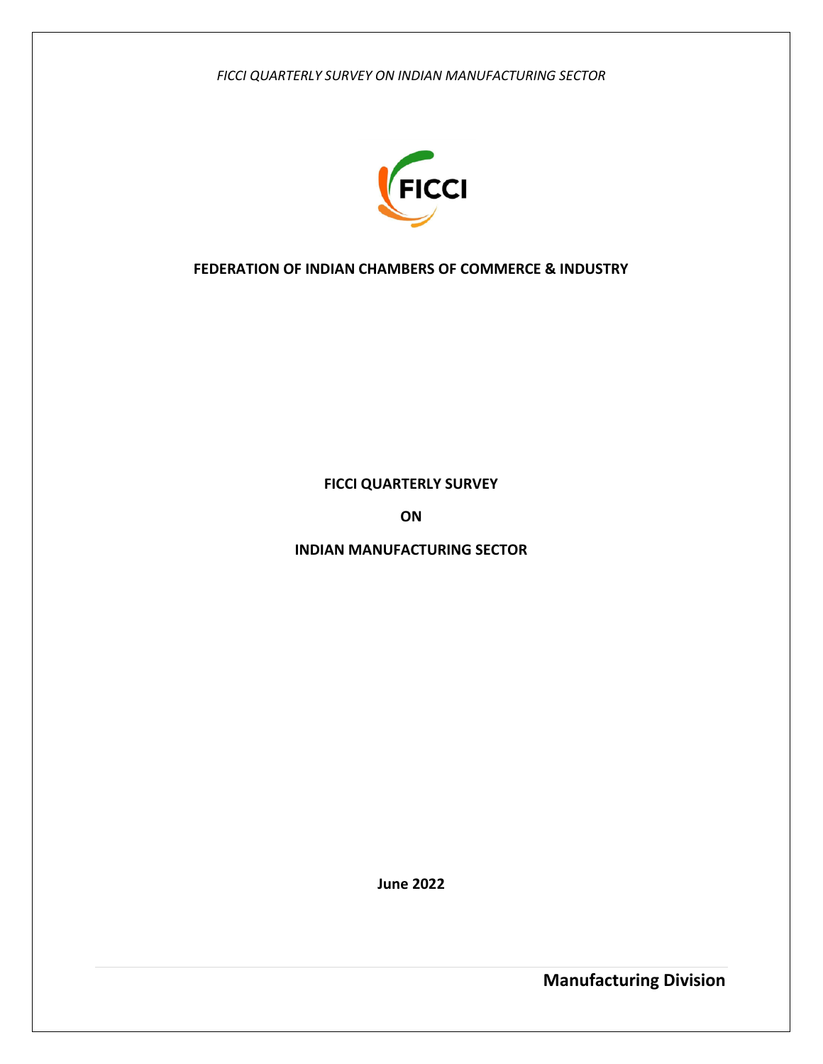**FEDERATION OF INDIAN CHAMBERS OF COMMERCE & INDUSTRY**

# FICCI QUARTERLY SURVEY

# ON

# INDIAN MANUFACTURING SECTOR

**June 2022**

**Manufacturing Division**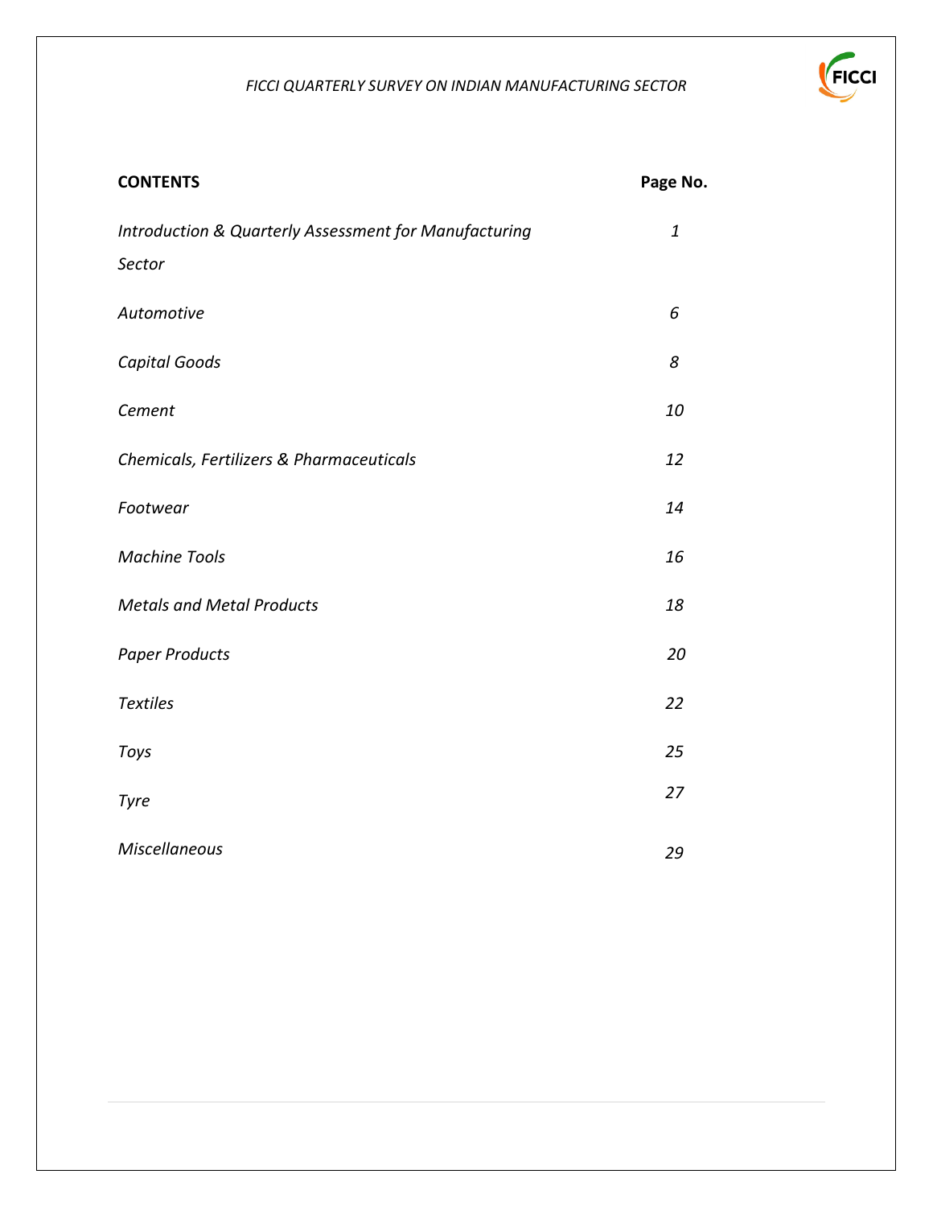| CONTENTS | Page No. |
| --- | --- |
| *Introduction & Quarterly Assessment for Manufacturing Sector* | *1* |
| *Automotive* | *6* |
| *Capital Goods* | *8* |
| *Cement* | *10* |
| *Chemicals, Fertilizers & Pharmaceuticals* | *12* |
| *Footwear* | *14* |
| *Machine Tools* | *16* |
| *Metals and Metal Products* | *18* |
| *Paper Products* | *20* |
| *Textiles* | *22* |
| *Toys* | *25* |
| *Tyre* | *27* |
| *Miscellaneous* | *29* |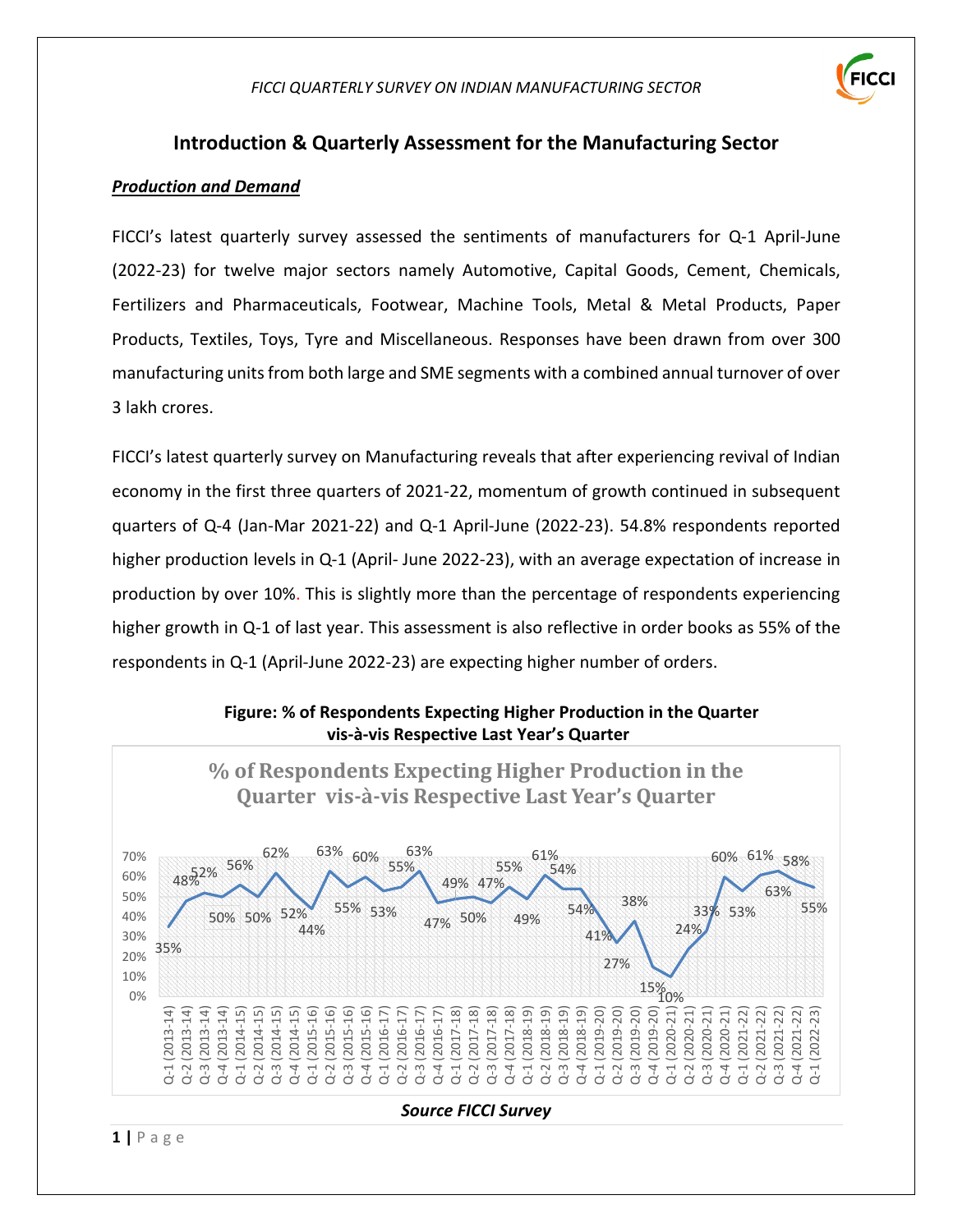## Introduction & Quarterly Assessment for the Manufacturing Sector

***Production and Demand***

FICCI's latest quarterly survey assessed the sentiments of manufacturers for Q-1 April-June (2022-23) for twelve major sectors namely Automotive, Capital Goods, Cement, Chemicals, Fertilizers and Pharmaceuticals, Footwear, Machine Tools, Metal & Metal Products, Paper Products, Textiles, Toys, Tyre and Miscellaneous. Responses have been drawn from over 300 manufacturing units from both large and SME segments with a combined annual turnover of over 3 lakh crores.

FICCI's latest quarterly survey on Manufacturing reveals that after experiencing revival of Indian economy in the first three quarters of 2021-22, momentum of growth continued in subsequent quarters of Q-4 (Jan-Mar 2021-22) and Q-1 April-June (2022-23). 54.8% respondents reported higher production levels in Q-1 (April- June 2022-23), with an average expectation of increase in production by over 10%. This is slightly more than the percentage of respondents experiencing higher growth in Q-1 of last year. This assessment is also reflective in order books as 55% of the respondents in Q-1 (April-June 2022-23) are expecting higher number of orders.

**Figure: % of Respondents Expecting Higher Production in the Quarter vis-à-vis Respective Last Year's Quarter**

| Quarter | % of Respondents |
|---|---|
| Q-1 (2013-14) | 35% |
| Q-2 (2013-14) | 48% |
| Q-3 (2013-14) | 52% |
| Q-4 (2013-14) | 50% |
| Q-1 (2014-15) | 56% |
| Q-2 (2014-15) | 50% |
| Q-3 (2014-15) | 62% |
| Q-4 (2014-15) | 52% |
| Q-1 (2015-16) | 44% |
| Q-2 (2015-16) | 63% |
| Q-3 (2015-16) | 55% |
| Q-4 (2015-16) | 60% |
| Q-1 (2016-17) | 53% |
| Q-2 (2016-17) | 55% |
| Q-3 (2016-17) | 63% |
| Q-4 (2016-17) | 47% |
| Q-1 (2017-18) | 49% |
| Q-2 (2017-18) | 50% |
| Q-3 (2017-18) | 47% |
| Q-4 (2017-18) | 55% |
| Q-1 (2018-19) | 49% |
| Q-2 (2018-19) | 61% |
| Q-3 (2018-19) | 54% |
| Q-4 (2018-19) | 54% |
| Q-1 (2019-20) | 41% |
| Q-2 (2019-20) | 27% |
| Q-3 (2019-20) | 38% |
| Q-4 (2019-20) | 15% |
| Q-1 (2020-21) | 10% |
| Q-2 (2020-21) | 24% |
| Q-3 (2020-21) | 33% |
| Q-4 (2020-21) | 60% |
| Q-1 (2021-22) | 53% |
| Q-2 (2021-22) | 61% |
| Q-3 (2021-22) | 63% |
| Q-4 (2021-22) | 58% |
| Q-1 (2022-23) | 55% |

***Source FICCI Survey***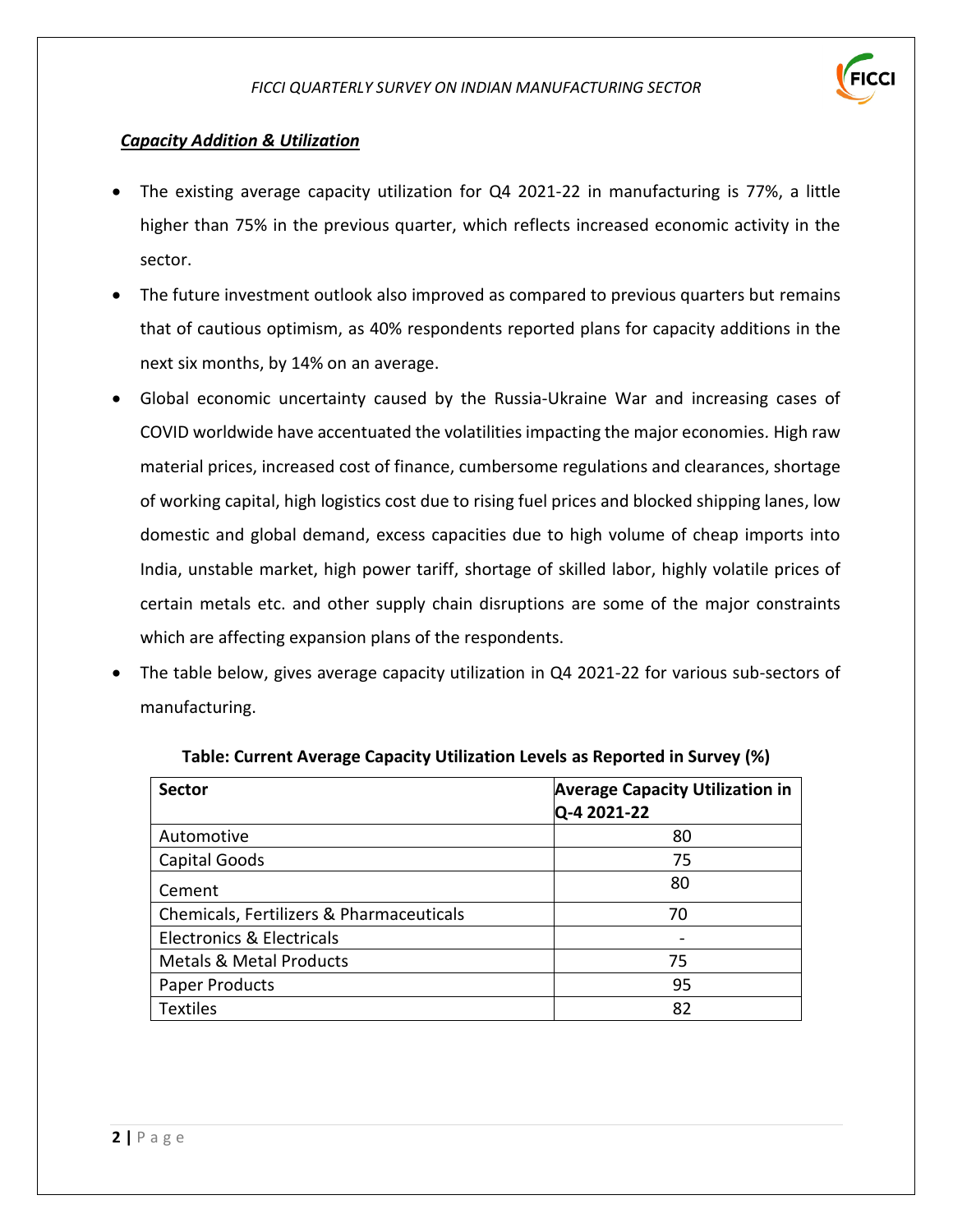## *Capacity Addition & Utilization*

- The existing average capacity utilization for Q4 2021-22 in manufacturing is 77%, a little higher than 75% in the previous quarter, which reflects increased economic activity in the sector.
- The future investment outlook also improved as compared to previous quarters but remains that of cautious optimism, as 40% respondents reported plans for capacity additions in the next six months, by 14% on an average.
- Global economic uncertainty caused by the Russia-Ukraine War and increasing cases of COVID worldwide have accentuated the volatilities impacting the major economies. High raw material prices, increased cost of finance, cumbersome regulations and clearances, shortage of working capital, high logistics cost due to rising fuel prices and blocked shipping lanes, low domestic and global demand, excess capacities due to high volume of cheap imports into India, unstable market, high power tariff, shortage of skilled labor, highly volatile prices of certain metals etc. and other supply chain disruptions are some of the major constraints which are affecting expansion plans of the respondents.
- The table below, gives average capacity utilization in Q4 2021-22 for various sub-sectors of manufacturing.

**Table: Current Average Capacity Utilization Levels as Reported in Survey (%)**

| Sector | Average Capacity Utilization in Q-4 2021-22 |
|---|---|
| Automotive | 80 |
| Capital Goods | 75 |
| Cement | 80 |
| Chemicals, Fertilizers & Pharmaceuticals | 70 |
| Electronics & Electricals | - |
| Metals & Metal Products | 75 |
| Paper Products | 95 |
| Textiles | 82 |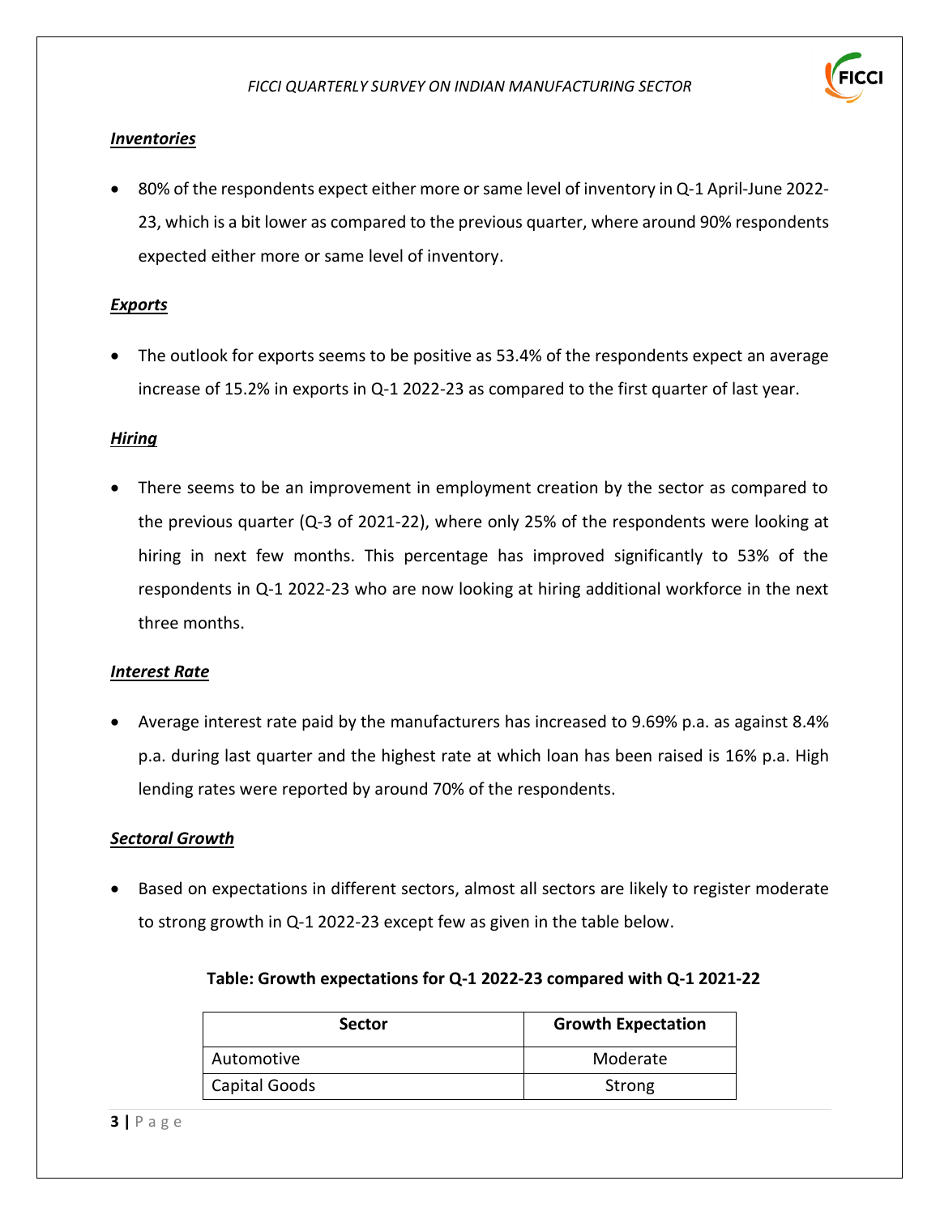***Inventories***

- 80% of the respondents expect either more or same level of inventory in Q-1 April-June 2022-23, which is a bit lower as compared to the previous quarter, where around 90% respondents expected either more or same level of inventory.

***Exports***

- The outlook for exports seems to be positive as 53.4% of the respondents expect an average increase of 15.2% in exports in Q-1 2022-23 as compared to the first quarter of last year.

***Hiring***

- There seems to be an improvement in employment creation by the sector as compared to the previous quarter (Q-3 of 2021-22), where only 25% of the respondents were looking at hiring in next few months. This percentage has improved significantly to 53% of the respondents in Q-1 2022-23 who are now looking at hiring additional workforce in the next three months.

***Interest Rate***

- Average interest rate paid by the manufacturers has increased to 9.69% p.a. as against 8.4% p.a. during last quarter and the highest rate at which loan has been raised is 16% p.a. High lending rates were reported by around 70% of the respondents.

***Sectoral Growth***

- Based on expectations in different sectors, almost all sectors are likely to register moderate to strong growth in Q-1 2022-23 except few as given in the table below.

**Table: Growth expectations for Q-1 2022-23 compared with Q-1 2021-22**

| Sector | Growth Expectation |
|---|---|
| Automotive | Moderate |
| Capital Goods | Strong |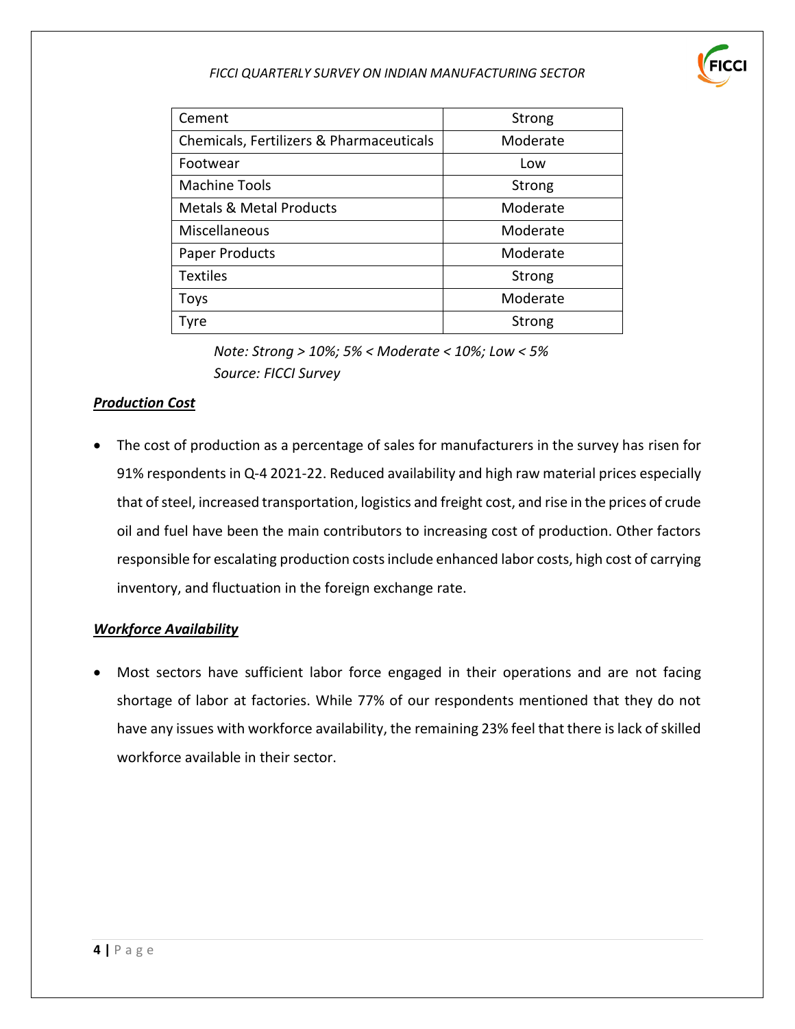| Cement | Strong |
|---|---|
| Chemicals, Fertilizers & Pharmaceuticals | Moderate |
| Footwear | Low |
| Machine Tools | Strong |
| Metals & Metal Products | Moderate |
| Miscellaneous | Moderate |
| Paper Products | Moderate |
| Textiles | Strong |
| Toys | Moderate |
| Tyre | Strong |

*Note: Strong > 10%; 5% < Moderate < 10%; Low < 5%*
*Source: FICCI Survey*

***Production Cost***

- The cost of production as a percentage of sales for manufacturers in the survey has risen for 91% respondents in Q-4 2021-22. Reduced availability and high raw material prices especially that of steel, increased transportation, logistics and freight cost, and rise in the prices of crude oil and fuel have been the main contributors to increasing cost of production. Other factors responsible for escalating production costs include enhanced labor costs, high cost of carrying inventory, and fluctuation in the foreign exchange rate.

***Workforce Availability***

- Most sectors have sufficient labor force engaged in their operations and are not facing shortage of labor at factories. While 77% of our respondents mentioned that they do not have any issues with workforce availability, the remaining 23% feel that there is lack of skilled workforce available in their sector.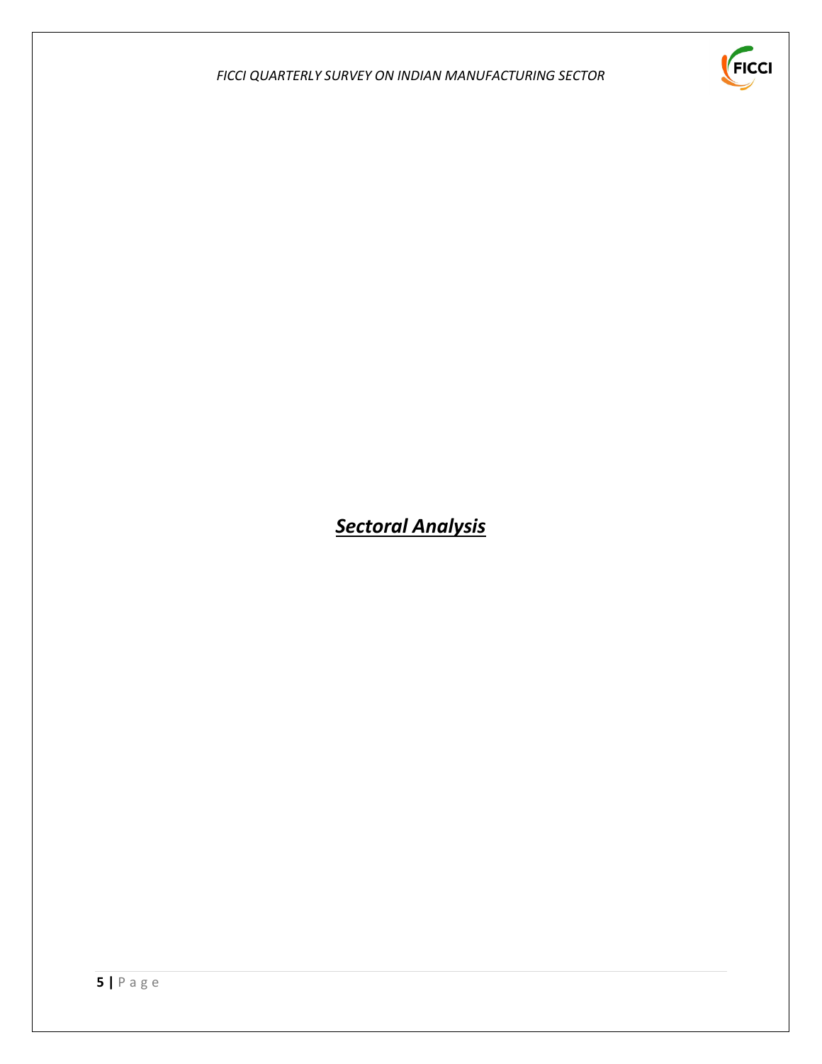# ***Sectoral Analysis***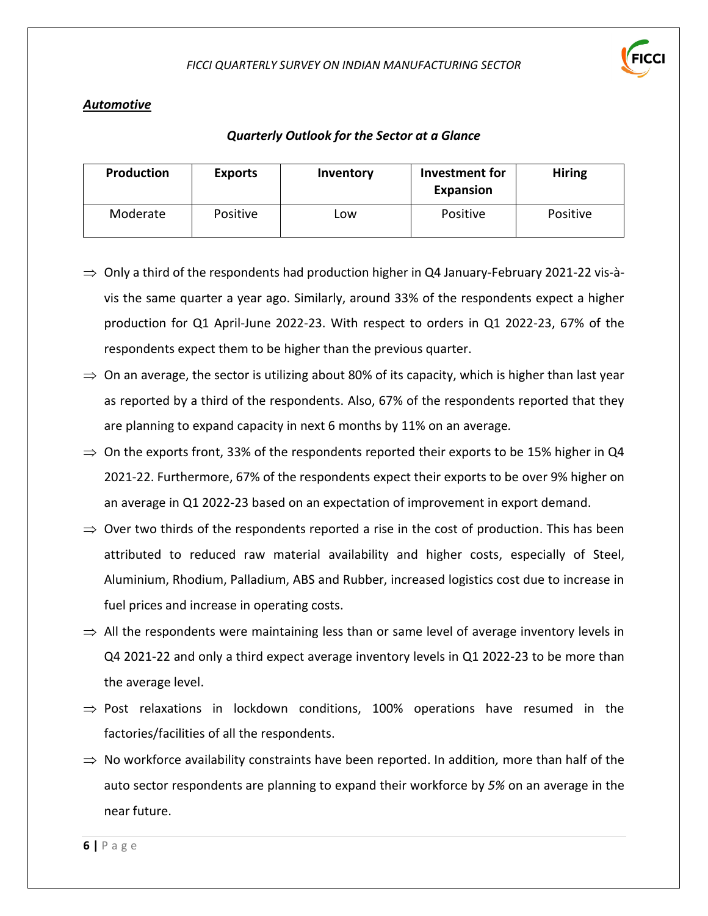## *Automotive*

### *Quarterly Outlook for the Sector at a Glance*

| Production | Exports | Inventory | Investment for Expansion | Hiring |
|---|---|---|---|---|
| Moderate | Positive | Low | Positive | Positive |

- ⇒ Only a third of the respondents had production higher in Q4 January-February 2021-22 vis-à-vis the same quarter a year ago. Similarly, around 33% of the respondents expect a higher production for Q1 April-June 2022-23. With respect to orders in Q1 2022-23, 67% of the respondents expect them to be higher than the previous quarter.
- ⇒ On an average, the sector is utilizing about 80% of its capacity, which is higher than last year as reported by a third of the respondents. Also, 67% of the respondents reported that they are planning to expand capacity in next 6 months by 11% on an average.
- ⇒ On the exports front, 33% of the respondents reported their exports to be 15% higher in Q4 2021-22. Furthermore, 67% of the respondents expect their exports to be over 9% higher on an average in Q1 2022-23 based on an expectation of improvement in export demand.
- ⇒ Over two thirds of the respondents reported a rise in the cost of production. This has been attributed to reduced raw material availability and higher costs, especially of Steel, Aluminium, Rhodium, Palladium, ABS and Rubber, increased logistics cost due to increase in fuel prices and increase in operating costs.
- ⇒ All the respondents were maintaining less than or same level of average inventory levels in Q4 2021-22 and only a third expect average inventory levels in Q1 2022-23 to be more than the average level.
- ⇒ Post relaxations in lockdown conditions, 100% operations have resumed in the factories/facilities of all the respondents.
- ⇒ No workforce availability constraints have been reported. In addition*,* more than half of the auto sector respondents are planning to expand their workforce by *5%* on an average in the near future.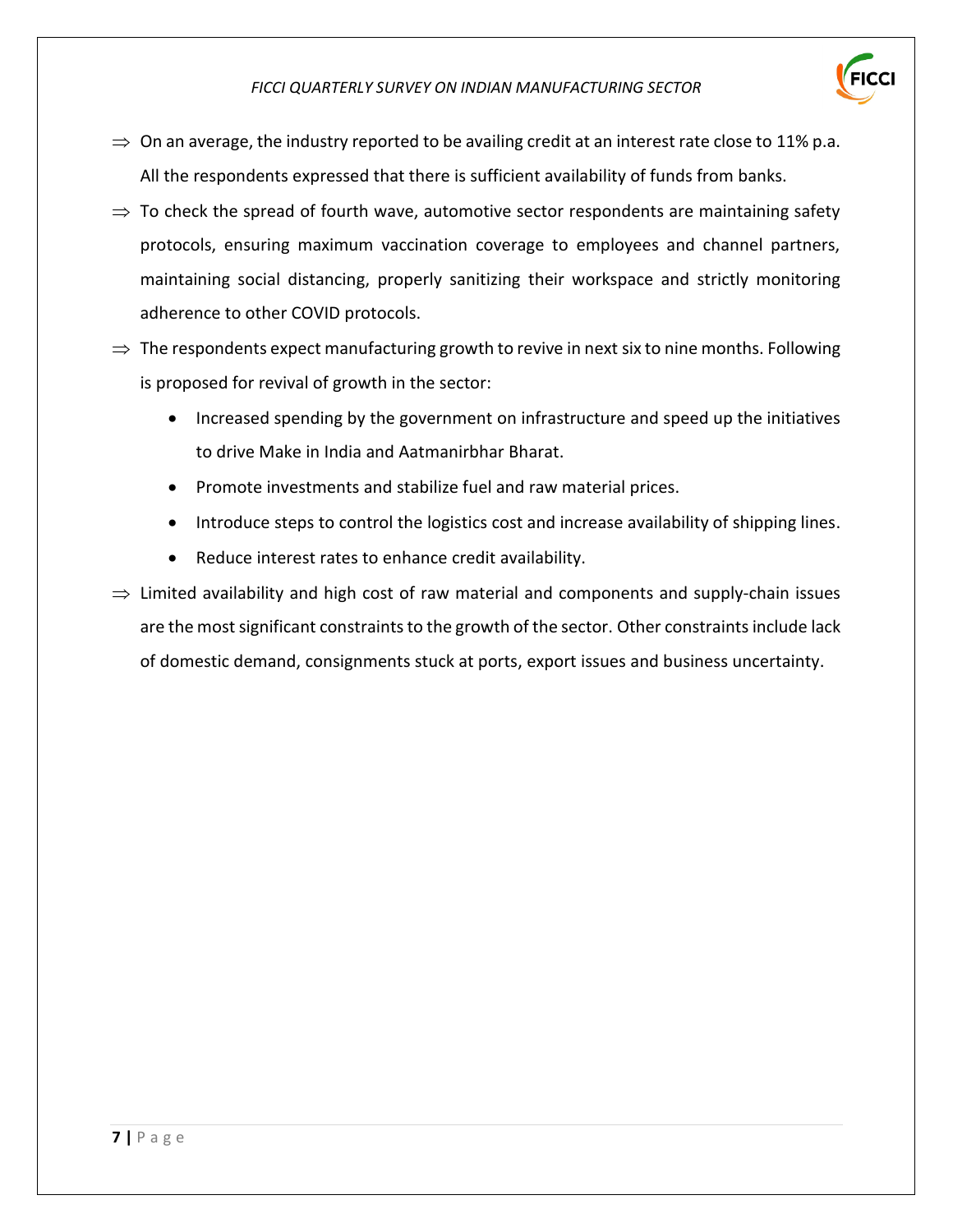⇒ On an average, the industry reported to be availing credit at an interest rate close to 11% p.a. All the respondents expressed that there is sufficient availability of funds from banks.

⇒ To check the spread of fourth wave, automotive sector respondents are maintaining safety protocols, ensuring maximum vaccination coverage to employees and channel partners, maintaining social distancing, properly sanitizing their workspace and strictly monitoring adherence to other COVID protocols.

⇒ The respondents expect manufacturing growth to revive in next six to nine months. Following is proposed for revival of growth in the sector:

- Increased spending by the government on infrastructure and speed up the initiatives to drive Make in India and Aatmanirbhar Bharat.
- Promote investments and stabilize fuel and raw material prices.
- Introduce steps to control the logistics cost and increase availability of shipping lines.
- Reduce interest rates to enhance credit availability.

⇒ Limited availability and high cost of raw material and components and supply-chain issues are the most significant constraints to the growth of the sector. Other constraints include lack of domestic demand, consignments stuck at ports, export issues and business uncertainty.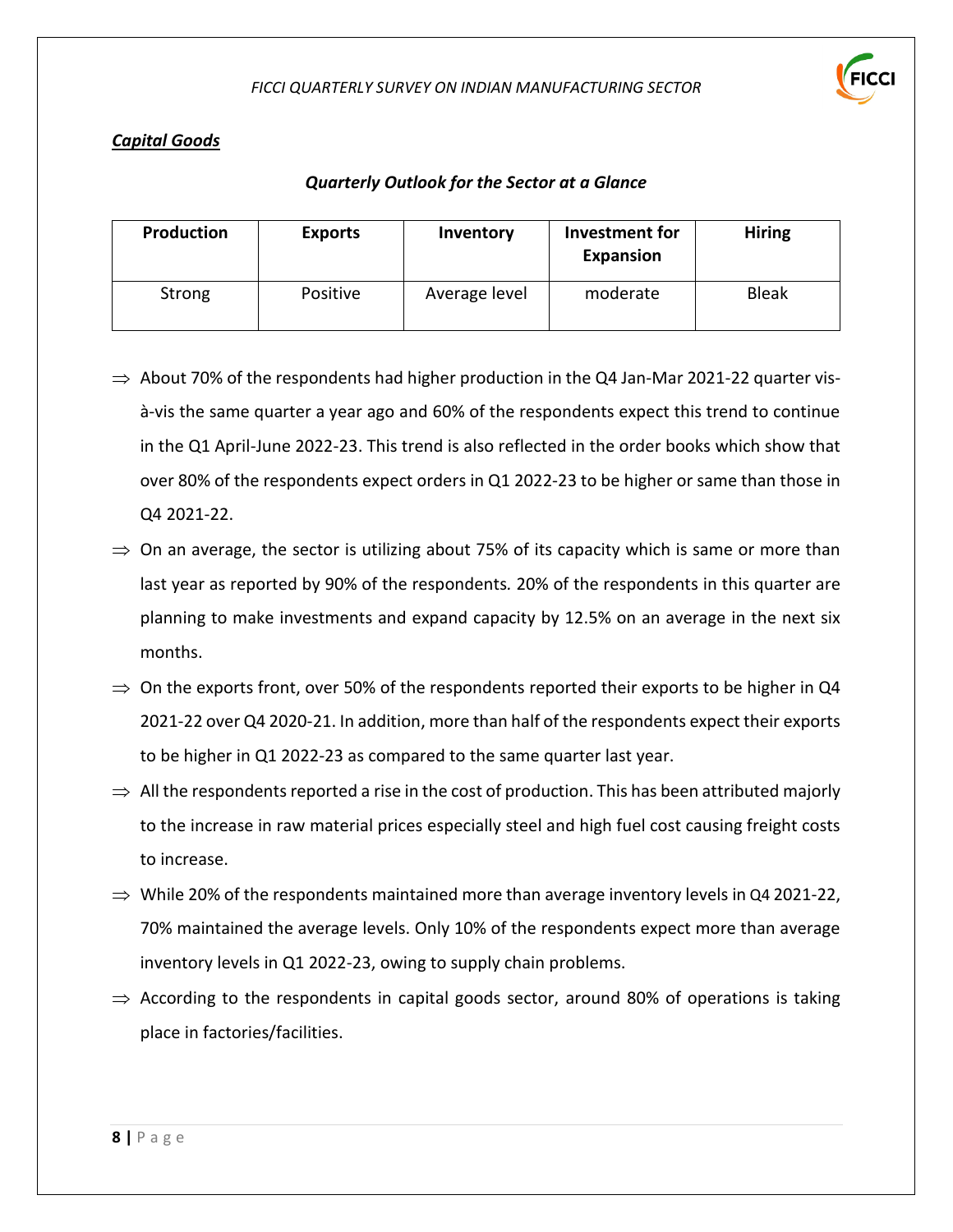## *Capital Goods*

### *Quarterly Outlook for the Sector at a Glance*

| Production | Exports | Inventory | Investment for Expansion | Hiring |
|---|---|---|---|---|
| Strong | Positive | Average level | moderate | Bleak |

⇒ About 70% of the respondents had higher production in the Q4 Jan-Mar 2021-22 quarter vis-à-vis the same quarter a year ago and 60% of the respondents expect this trend to continue in the Q1 April-June 2022-23. This trend is also reflected in the order books which show that over 80% of the respondents expect orders in Q1 2022-23 to be higher or same than those in Q4 2021-22.

⇒ On an average, the sector is utilizing about 75% of its capacity which is same or more than last year as reported by 90% of the respondents. 20% of the respondents in this quarter are planning to make investments and expand capacity by 12.5% on an average in the next six months.

⇒ On the exports front, over 50% of the respondents reported their exports to be higher in Q4 2021-22 over Q4 2020-21. In addition, more than half of the respondents expect their exports to be higher in Q1 2022-23 as compared to the same quarter last year.

⇒ All the respondents reported a rise in the cost of production. This has been attributed majorly to the increase in raw material prices especially steel and high fuel cost causing freight costs to increase.

⇒ While 20% of the respondents maintained more than average inventory levels in Q4 2021-22, 70% maintained the average levels. Only 10% of the respondents expect more than average inventory levels in Q1 2022-23, owing to supply chain problems.

⇒ According to the respondents in capital goods sector, around 80% of operations is taking place in factories/facilities.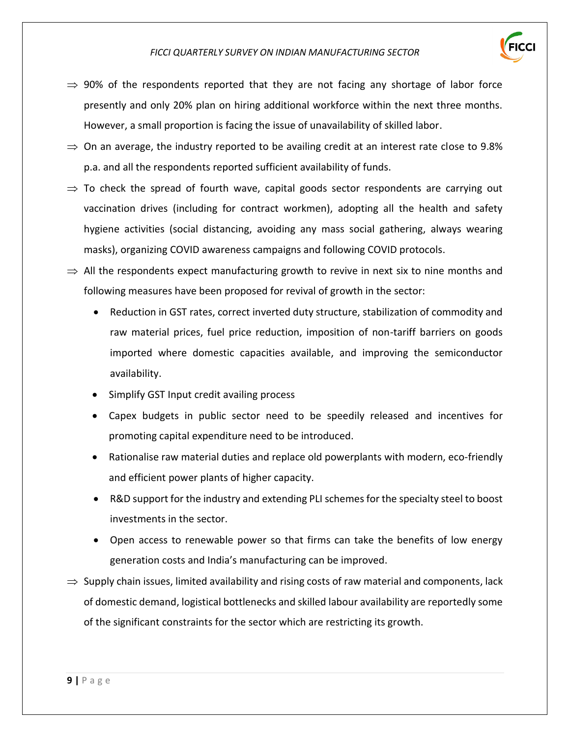⇒ 90% of the respondents reported that they are not facing any shortage of labor force presently and only 20% plan on hiring additional workforce within the next three months. However, a small proportion is facing the issue of unavailability of skilled labor.

⇒ On an average, the industry reported to be availing credit at an interest rate close to 9.8% p.a. and all the respondents reported sufficient availability of funds.

⇒ To check the spread of fourth wave, capital goods sector respondents are carrying out vaccination drives (including for contract workmen), adopting all the health and safety hygiene activities (social distancing, avoiding any mass social gathering, always wearing masks), organizing COVID awareness campaigns and following COVID protocols.

⇒ All the respondents expect manufacturing growth to revive in next six to nine months and following measures have been proposed for revival of growth in the sector:

- Reduction in GST rates, correct inverted duty structure, stabilization of commodity and raw material prices, fuel price reduction, imposition of non-tariff barriers on goods imported where domestic capacities available, and improving the semiconductor availability.
- Simplify GST Input credit availing process
- Capex budgets in public sector need to be speedily released and incentives for promoting capital expenditure need to be introduced.
- Rationalise raw material duties and replace old powerplants with modern, eco-friendly and efficient power plants of higher capacity.
- R&D support for the industry and extending PLI schemes for the specialty steel to boost investments in the sector.
- Open access to renewable power so that firms can take the benefits of low energy generation costs and India's manufacturing can be improved.

⇒ Supply chain issues, limited availability and rising costs of raw material and components, lack of domestic demand, logistical bottlenecks and skilled labour availability are reportedly some of the significant constraints for the sector which are restricting its growth.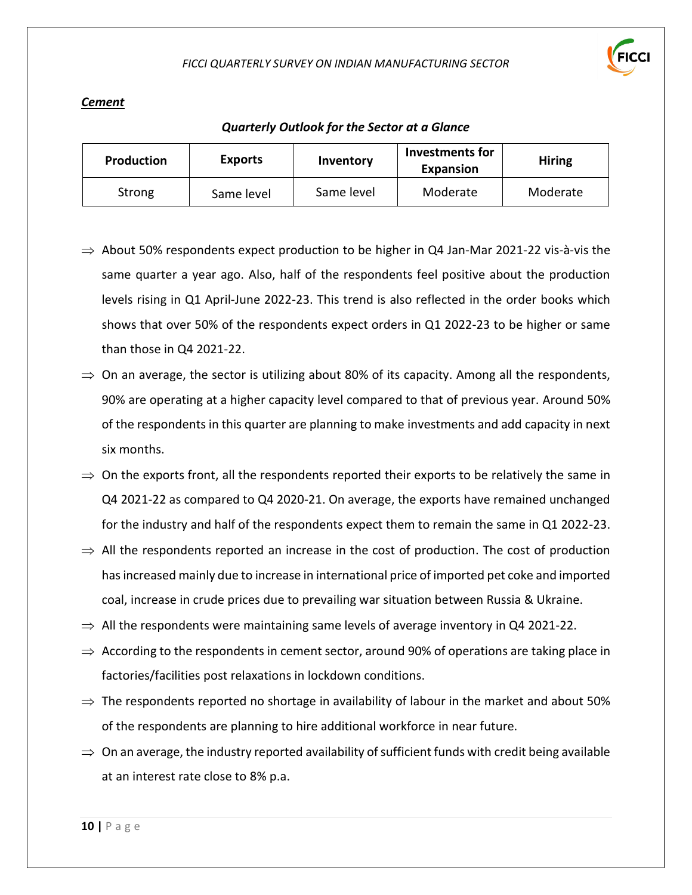***Cement***

***Quarterly Outlook for the Sector at a Glance***

| Production | Exports | Inventory | Investments for Expansion | Hiring |
|---|---|---|---|---|
| Strong | Same level | Same level | Moderate | Moderate |

- ⇒ About 50% respondents expect production to be higher in Q4 Jan-Mar 2021-22 vis-à-vis the same quarter a year ago. Also, half of the respondents feel positive about the production levels rising in Q1 April-June 2022-23. This trend is also reflected in the order books which shows that over 50% of the respondents expect orders in Q1 2022-23 to be higher or same than those in Q4 2021-22.
- ⇒ On an average, the sector is utilizing about 80% of its capacity. Among all the respondents, 90% are operating at a higher capacity level compared to that of previous year. Around 50% of the respondents in this quarter are planning to make investments and add capacity in next six months.
- ⇒ On the exports front, all the respondents reported their exports to be relatively the same in Q4 2021-22 as compared to Q4 2020-21. On average, the exports have remained unchanged for the industry and half of the respondents expect them to remain the same in Q1 2022-23.
- ⇒ All the respondents reported an increase in the cost of production. The cost of production has increased mainly due to increase in international price of imported pet coke and imported coal, increase in crude prices due to prevailing war situation between Russia & Ukraine.
- ⇒ All the respondents were maintaining same levels of average inventory in Q4 2021-22.
- ⇒ According to the respondents in cement sector, around 90% of operations are taking place in factories/facilities post relaxations in lockdown conditions.
- ⇒ The respondents reported no shortage in availability of labour in the market and about 50% of the respondents are planning to hire additional workforce in near future.
- ⇒ On an average, the industry reported availability of sufficient funds with credit being available at an interest rate close to 8% p.a.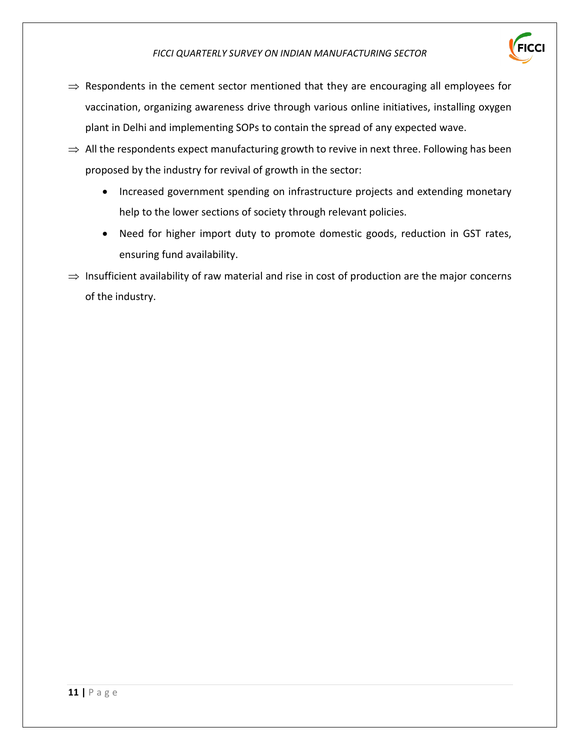⇒ Respondents in the cement sector mentioned that they are encouraging all employees for vaccination, organizing awareness drive through various online initiatives, installing oxygen plant in Delhi and implementing SOPs to contain the spread of any expected wave.

⇒ All the respondents expect manufacturing growth to revive in next three. Following has been proposed by the industry for revival of growth in the sector:

- Increased government spending on infrastructure projects and extending monetary help to the lower sections of society through relevant policies.
- Need for higher import duty to promote domestic goods, reduction in GST rates, ensuring fund availability.

⇒ Insufficient availability of raw material and rise in cost of production are the major concerns of the industry.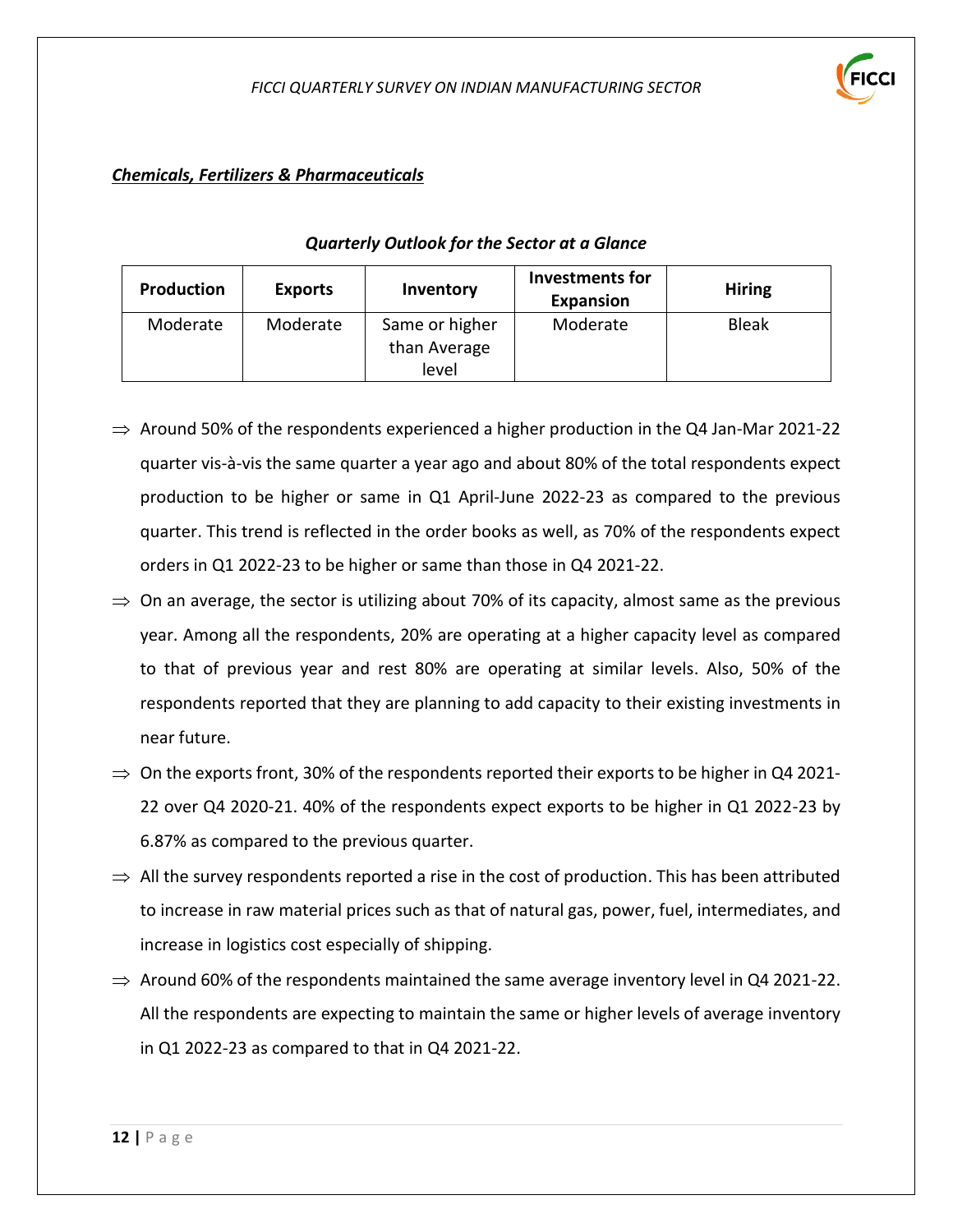***Chemicals, Fertilizers & Pharmaceuticals***

***Quarterly Outlook for the Sector at a Glance***

| Production | Exports | Inventory | Investments for Expansion | Hiring |
|---|---|---|---|---|
| Moderate | Moderate | Same or higher than Average level | Moderate | Bleak |

- ⇒ Around 50% of the respondents experienced a higher production in the Q4 Jan-Mar 2021-22 quarter vis-à-vis the same quarter a year ago and about 80% of the total respondents expect production to be higher or same in Q1 April-June 2022-23 as compared to the previous quarter. This trend is reflected in the order books as well, as 70% of the respondents expect orders in Q1 2022-23 to be higher or same than those in Q4 2021-22.
- ⇒ On an average, the sector is utilizing about 70% of its capacity, almost same as the previous year. Among all the respondents, 20% are operating at a higher capacity level as compared to that of previous year and rest 80% are operating at similar levels. Also, 50% of the respondents reported that they are planning to add capacity to their existing investments in near future.
- ⇒ On the exports front, 30% of the respondents reported their exports to be higher in Q4 2021-22 over Q4 2020-21. 40% of the respondents expect exports to be higher in Q1 2022-23 by 6.87% as compared to the previous quarter.
- ⇒ All the survey respondents reported a rise in the cost of production. This has been attributed to increase in raw material prices such as that of natural gas, power, fuel, intermediates, and increase in logistics cost especially of shipping.
- ⇒ Around 60% of the respondents maintained the same average inventory level in Q4 2021-22. All the respondents are expecting to maintain the same or higher levels of average inventory in Q1 2022-23 as compared to that in Q4 2021-22.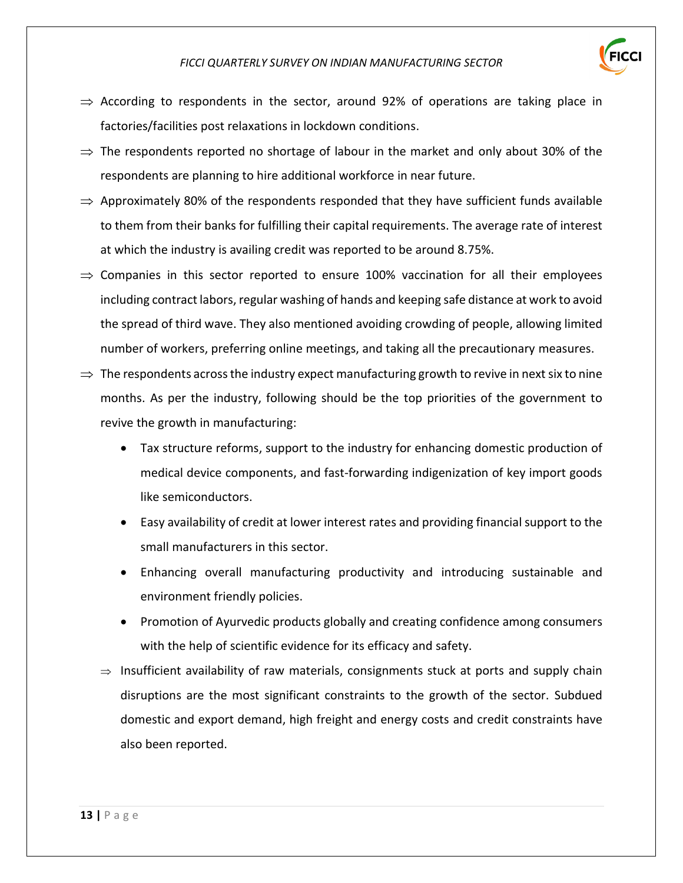- ⇒ According to respondents in the sector, around 92% of operations are taking place in factories/facilities post relaxations in lockdown conditions.
- ⇒ The respondents reported no shortage of labour in the market and only about 30% of the respondents are planning to hire additional workforce in near future.
- ⇒ Approximately 80% of the respondents responded that they have sufficient funds available to them from their banks for fulfilling their capital requirements. The average rate of interest at which the industry is availing credit was reported to be around 8.75%.
- ⇒ Companies in this sector reported to ensure 100% vaccination for all their employees including contract labors, regular washing of hands and keeping safe distance at work to avoid the spread of third wave. They also mentioned avoiding crowding of people, allowing limited number of workers, preferring online meetings, and taking all the precautionary measures.
- ⇒ The respondents across the industry expect manufacturing growth to revive in next six to nine months. As per the industry, following should be the top priorities of the government to revive the growth in manufacturing:
  - Tax structure reforms, support to the industry for enhancing domestic production of medical device components, and fast-forwarding indigenization of key import goods like semiconductors.
  - Easy availability of credit at lower interest rates and providing financial support to the small manufacturers in this sector.
  - Enhancing overall manufacturing productivity and introducing sustainable and environment friendly policies.
  - Promotion of Ayurvedic products globally and creating confidence among consumers with the help of scientific evidence for its efficacy and safety.
- ⇒ Insufficient availability of raw materials, consignments stuck at ports and supply chain disruptions are the most significant constraints to the growth of the sector. Subdued domestic and export demand, high freight and energy costs and credit constraints have also been reported.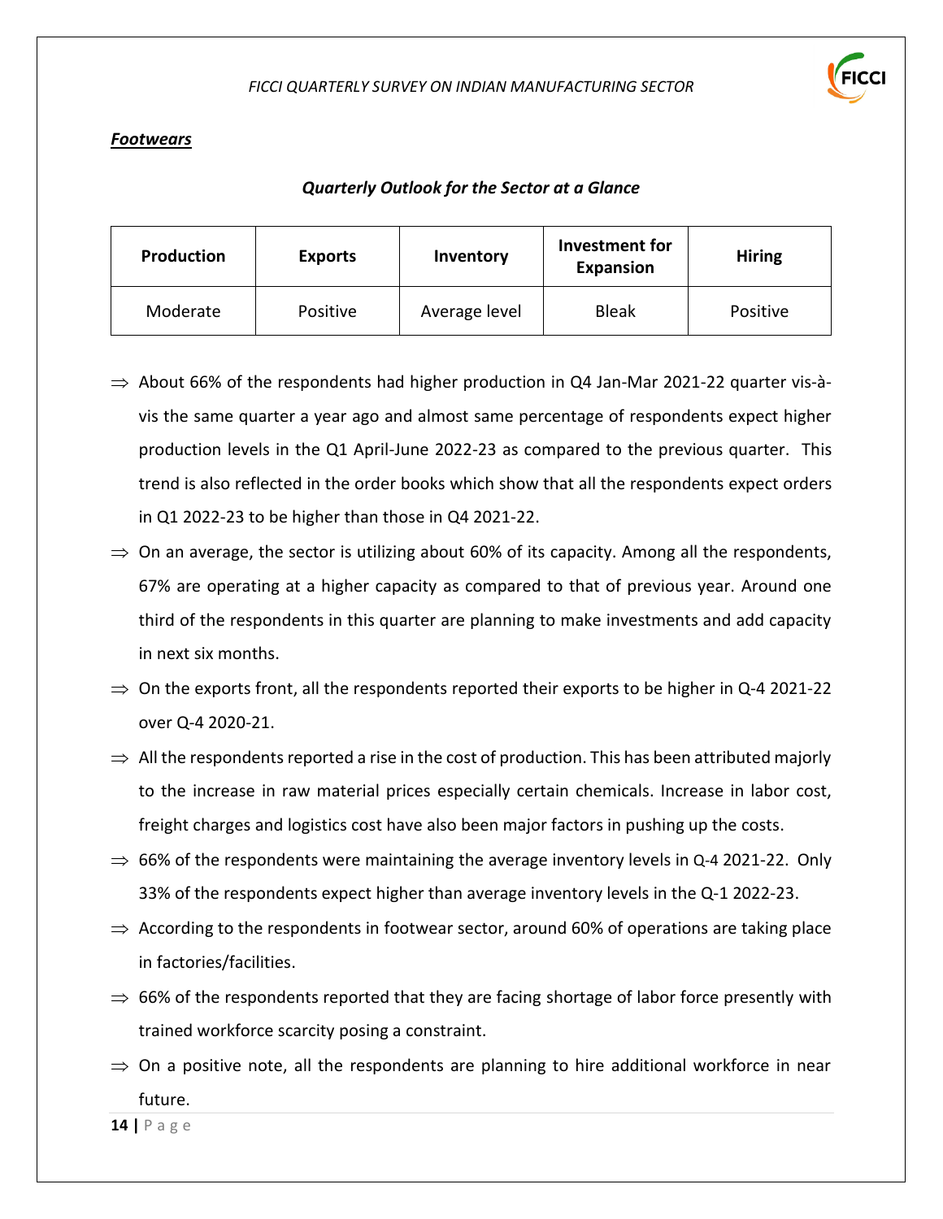## *Footwears*

***Quarterly Outlook for the Sector at a Glance***

| Production | Exports | Inventory | Investment for Expansion | Hiring |
|---|---|---|---|---|
| Moderate | Positive | Average level | Bleak | Positive |

- ⇒ About 66% of the respondents had higher production in Q4 Jan-Mar 2021-22 quarter vis-à-vis the same quarter a year ago and almost same percentage of respondents expect higher production levels in the Q1 April-June 2022-23 as compared to the previous quarter. This trend is also reflected in the order books which show that all the respondents expect orders in Q1 2022-23 to be higher than those in Q4 2021-22.
- ⇒ On an average, the sector is utilizing about 60% of its capacity. Among all the respondents, 67% are operating at a higher capacity as compared to that of previous year. Around one third of the respondents in this quarter are planning to make investments and add capacity in next six months.
- ⇒ On the exports front, all the respondents reported their exports to be higher in Q-4 2021-22 over Q-4 2020-21.
- ⇒ All the respondents reported a rise in the cost of production. This has been attributed majorly to the increase in raw material prices especially certain chemicals. Increase in labor cost, freight charges and logistics cost have also been major factors in pushing up the costs.
- ⇒ 66% of the respondents were maintaining the average inventory levels in Q-4 2021-22. Only 33% of the respondents expect higher than average inventory levels in the Q-1 2022-23.
- ⇒ According to the respondents in footwear sector, around 60% of operations are taking place in factories/facilities.
- ⇒ 66% of the respondents reported that they are facing shortage of labor force presently with trained workforce scarcity posing a constraint.
- ⇒ On a positive note, all the respondents are planning to hire additional workforce in near future.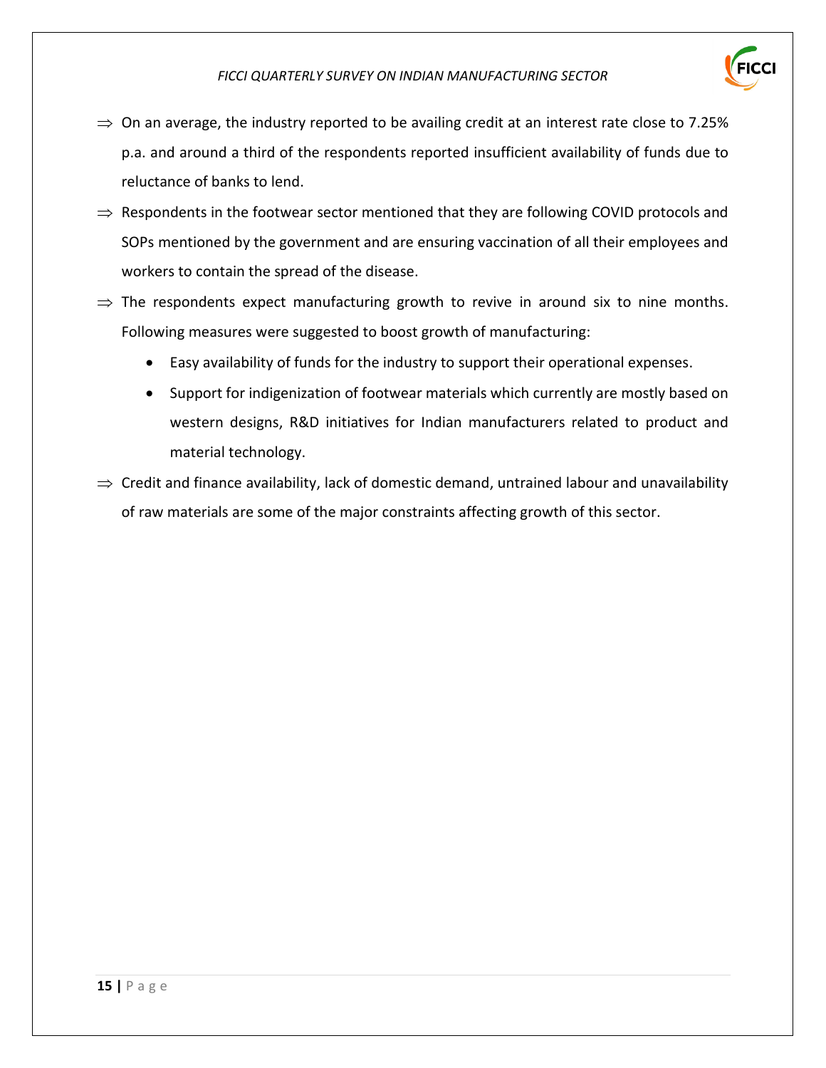⇒ On an average, the industry reported to be availing credit at an interest rate close to 7.25% p.a. and around a third of the respondents reported insufficient availability of funds due to reluctance of banks to lend.

⇒ Respondents in the footwear sector mentioned that they are following COVID protocols and SOPs mentioned by the government and are ensuring vaccination of all their employees and workers to contain the spread of the disease.

⇒ The respondents expect manufacturing growth to revive in around six to nine months. Following measures were suggested to boost growth of manufacturing:

- Easy availability of funds for the industry to support their operational expenses.
- Support for indigenization of footwear materials which currently are mostly based on western designs, R&D initiatives for Indian manufacturers related to product and material technology.

⇒ Credit and finance availability, lack of domestic demand, untrained labour and unavailability of raw materials are some of the major constraints affecting growth of this sector.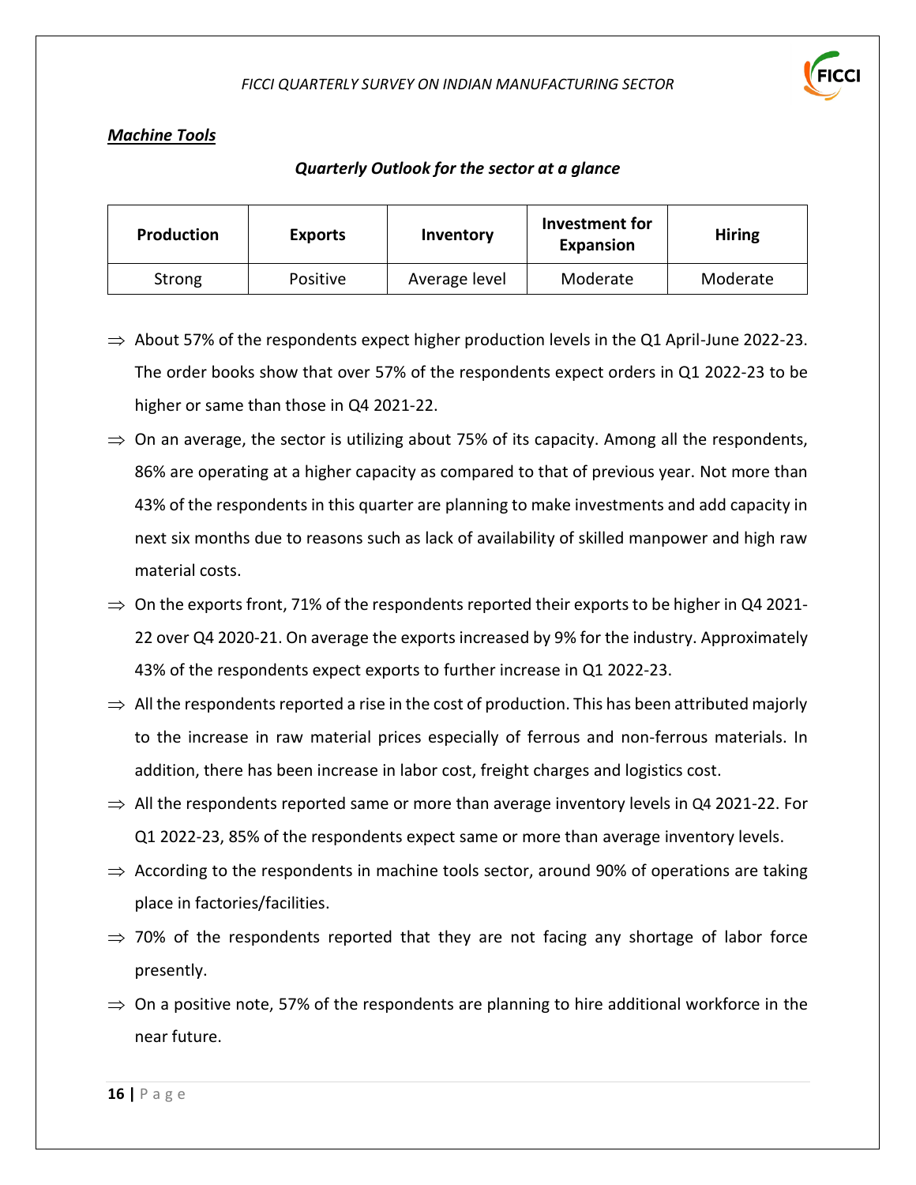***Machine Tools***

***Quarterly Outlook for the sector at a glance***

| Production | Exports | Inventory | Investment for Expansion | Hiring |
|---|---|---|---|---|
| Strong | Positive | Average level | Moderate | Moderate |

- ⇒ About 57% of the respondents expect higher production levels in the Q1 April-June 2022-23. The order books show that over 57% of the respondents expect orders in Q1 2022-23 to be higher or same than those in Q4 2021-22.
- ⇒ On an average, the sector is utilizing about 75% of its capacity. Among all the respondents, 86% are operating at a higher capacity as compared to that of previous year. Not more than 43% of the respondents in this quarter are planning to make investments and add capacity in next six months due to reasons such as lack of availability of skilled manpower and high raw material costs.
- ⇒ On the exports front, 71% of the respondents reported their exports to be higher in Q4 2021-22 over Q4 2020-21. On average the exports increased by 9% for the industry. Approximately 43% of the respondents expect exports to further increase in Q1 2022-23.
- ⇒ All the respondents reported a rise in the cost of production. This has been attributed majorly to the increase in raw material prices especially of ferrous and non-ferrous materials. In addition, there has been increase in labor cost, freight charges and logistics cost.
- ⇒ All the respondents reported same or more than average inventory levels in Q4 2021-22. For Q1 2022-23, 85% of the respondents expect same or more than average inventory levels.
- ⇒ According to the respondents in machine tools sector, around 90% of operations are taking place in factories/facilities.
- ⇒ 70% of the respondents reported that they are not facing any shortage of labor force presently.
- ⇒ On a positive note, 57% of the respondents are planning to hire additional workforce in the near future.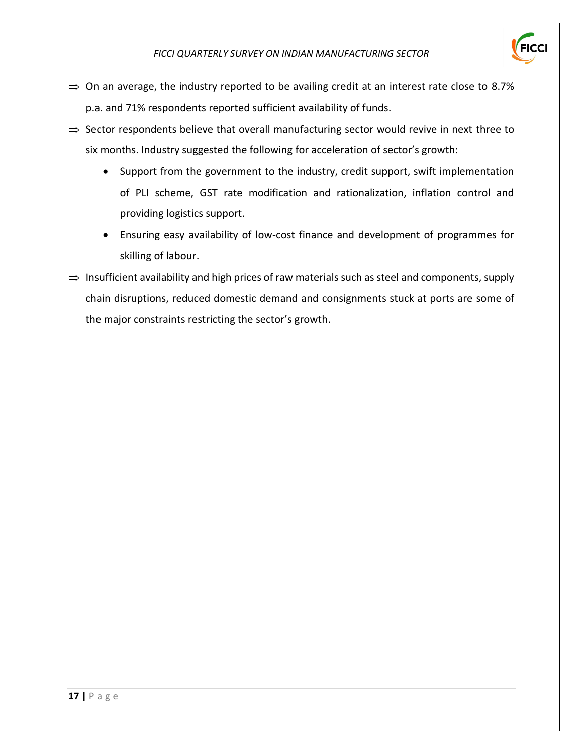⇒ On an average, the industry reported to be availing credit at an interest rate close to 8.7% p.a. and 71% respondents reported sufficient availability of funds.

⇒ Sector respondents believe that overall manufacturing sector would revive in next three to six months. Industry suggested the following for acceleration of sector's growth:

- Support from the government to the industry, credit support, swift implementation of PLI scheme, GST rate modification and rationalization, inflation control and providing logistics support.
- Ensuring easy availability of low-cost finance and development of programmes for skilling of labour.

⇒ Insufficient availability and high prices of raw materials such as steel and components, supply chain disruptions, reduced domestic demand and consignments stuck at ports are some of the major constraints restricting the sector's growth.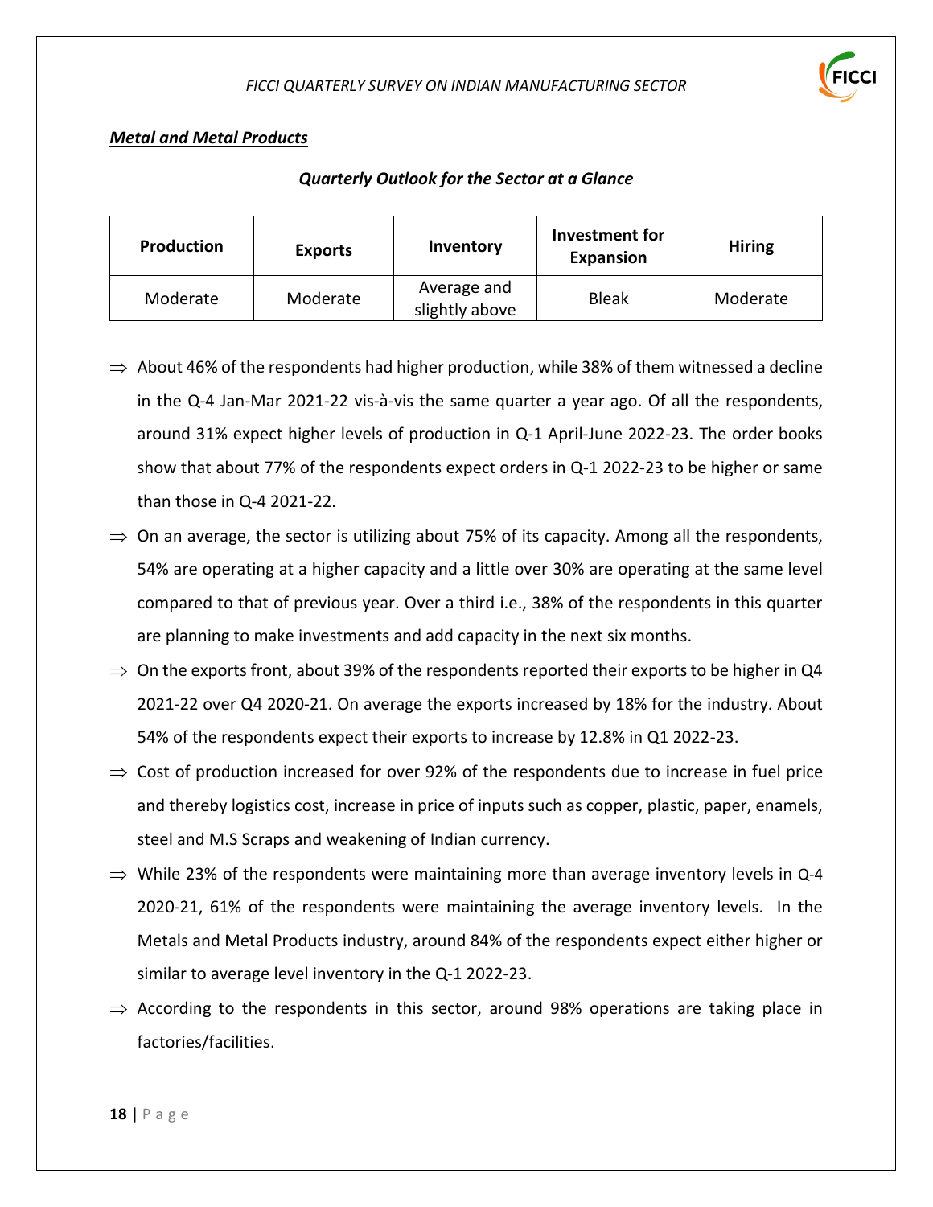## *Metal and Metal Products*

***Quarterly Outlook for the Sector at a Glance***

| Production | Exports | Inventory | Investment for Expansion | Hiring |
|---|---|---|---|---|
| Moderate | Moderate | Average and slightly above | Bleak | Moderate |

- ⇒ About 46% of the respondents had higher production, while 38% of them witnessed a decline in the Q-4 Jan-Mar 2021-22 vis-à-vis the same quarter a year ago. Of all the respondents, around 31% expect higher levels of production in Q-1 April-June 2022-23. The order books show that about 77% of the respondents expect orders in Q-1 2022-23 to be higher or same than those in Q-4 2021-22.
- ⇒ On an average, the sector is utilizing about 75% of its capacity. Among all the respondents, 54% are operating at a higher capacity and a little over 30% are operating at the same level compared to that of previous year. Over a third i.e., 38% of the respondents in this quarter are planning to make investments and add capacity in the next six months.
- ⇒ On the exports front, about 39% of the respondents reported their exports to be higher in Q4 2021-22 over Q4 2020-21. On average the exports increased by 18% for the industry. About 54% of the respondents expect their exports to increase by 12.8% in Q1 2022-23.
- ⇒ Cost of production increased for over 92% of the respondents due to increase in fuel price and thereby logistics cost, increase in price of inputs such as copper, plastic, paper, enamels, steel and M.S Scraps and weakening of Indian currency.
- ⇒ While 23% of the respondents were maintaining more than average inventory levels in Q-4 2020-21, 61% of the respondents were maintaining the average inventory levels. In the Metals and Metal Products industry, around 84% of the respondents expect either higher or similar to average level inventory in the Q-1 2022-23.
- ⇒ According to the respondents in this sector, around 98% operations are taking place in factories/facilities.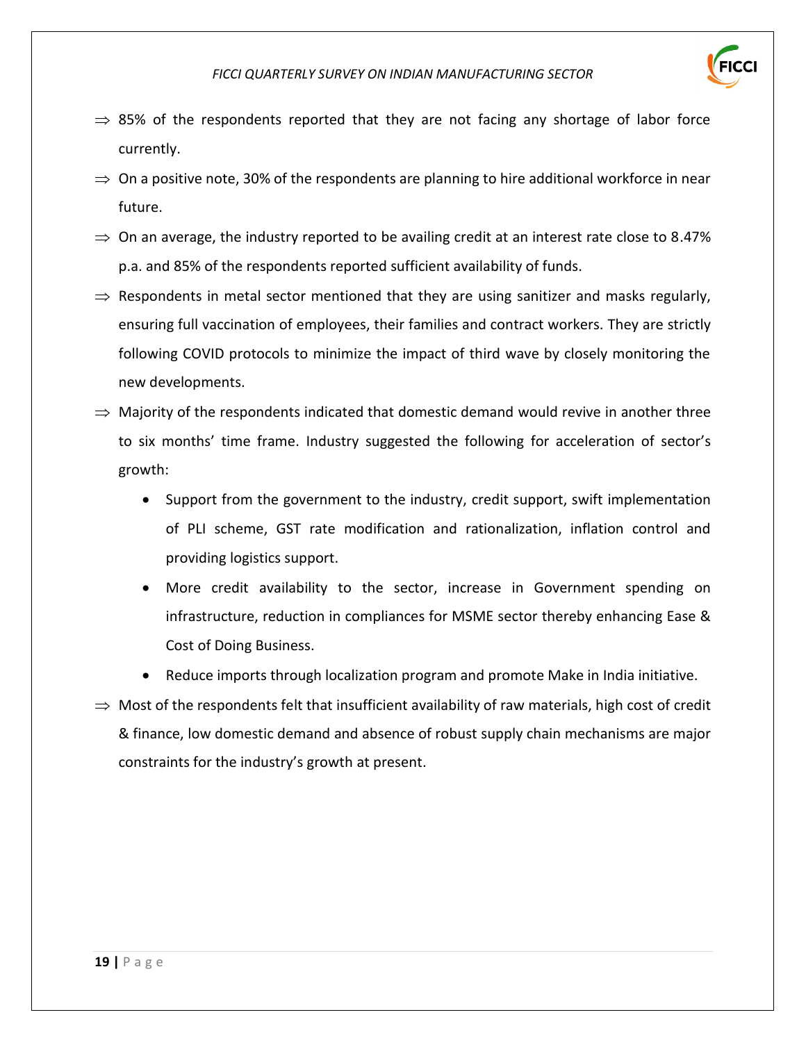⇒ 85% of the respondents reported that they are not facing any shortage of labor force currently.

⇒ On a positive note, 30% of the respondents are planning to hire additional workforce in near future.

⇒ On an average, the industry reported to be availing credit at an interest rate close to 8.47% p.a. and 85% of the respondents reported sufficient availability of funds.

⇒ Respondents in metal sector mentioned that they are using sanitizer and masks regularly, ensuring full vaccination of employees, their families and contract workers. They are strictly following COVID protocols to minimize the impact of third wave by closely monitoring the new developments.

⇒ Majority of the respondents indicated that domestic demand would revive in another three to six months' time frame. Industry suggested the following for acceleration of sector's growth:

- Support from the government to the industry, credit support, swift implementation of PLI scheme, GST rate modification and rationalization, inflation control and providing logistics support.
- More credit availability to the sector, increase in Government spending on infrastructure, reduction in compliances for MSME sector thereby enhancing Ease & Cost of Doing Business.
- Reduce imports through localization program and promote Make in India initiative.

⇒ Most of the respondents felt that insufficient availability of raw materials, high cost of credit & finance, low domestic demand and absence of robust supply chain mechanisms are major constraints for the industry's growth at present.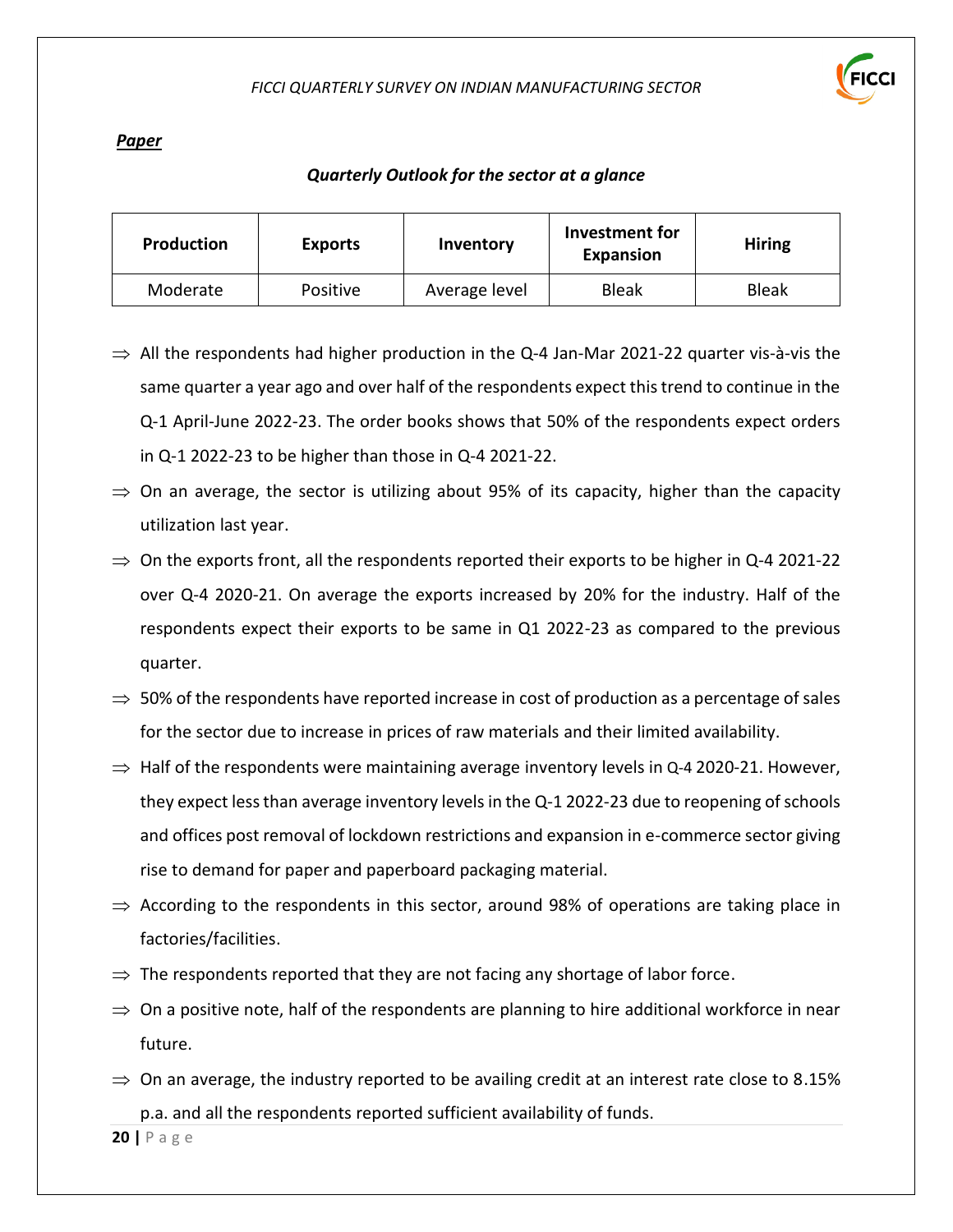## *Paper*

### *Quarterly Outlook for the sector at a glance*

| Production | Exports | Inventory | Investment for Expansion | Hiring |
|---|---|---|---|---|
| Moderate | Positive | Average level | Bleak | Bleak |

- ⇒ All the respondents had higher production in the Q-4 Jan-Mar 2021-22 quarter vis-à-vis the same quarter a year ago and over half of the respondents expect this trend to continue in the Q-1 April-June 2022-23. The order books shows that 50% of the respondents expect orders in Q-1 2022-23 to be higher than those in Q-4 2021-22.
- ⇒ On an average, the sector is utilizing about 95% of its capacity, higher than the capacity utilization last year.
- ⇒ On the exports front, all the respondents reported their exports to be higher in Q-4 2021-22 over Q-4 2020-21. On average the exports increased by 20% for the industry. Half of the respondents expect their exports to be same in Q1 2022-23 as compared to the previous quarter.
- ⇒ 50% of the respondents have reported increase in cost of production as a percentage of sales for the sector due to increase in prices of raw materials and their limited availability.
- ⇒ Half of the respondents were maintaining average inventory levels in Q-4 2020-21. However, they expect less than average inventory levels in the Q-1 2022-23 due to reopening of schools and offices post removal of lockdown restrictions and expansion in e-commerce sector giving rise to demand for paper and paperboard packaging material.
- ⇒ According to the respondents in this sector, around 98% of operations are taking place in factories/facilities.
- ⇒ The respondents reported that they are not facing any shortage of labor force.
- ⇒ On a positive note, half of the respondents are planning to hire additional workforce in near future.
- ⇒ On an average, the industry reported to be availing credit at an interest rate close to 8.15% p.a. and all the respondents reported sufficient availability of funds.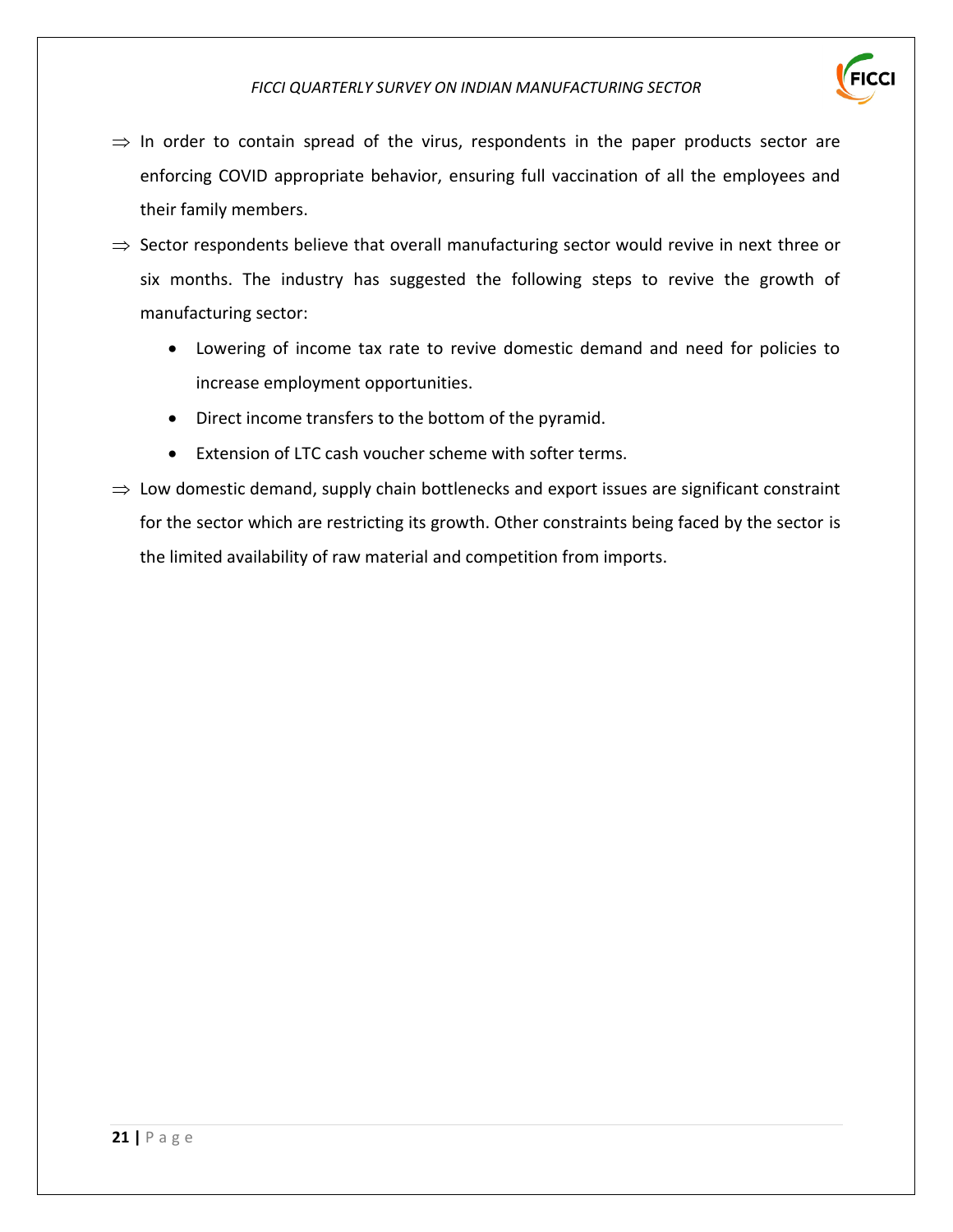⇒ In order to contain spread of the virus, respondents in the paper products sector are enforcing COVID appropriate behavior, ensuring full vaccination of all the employees and their family members.

⇒ Sector respondents believe that overall manufacturing sector would revive in next three or six months. The industry has suggested the following steps to revive the growth of manufacturing sector:

- Lowering of income tax rate to revive domestic demand and need for policies to increase employment opportunities.
- Direct income transfers to the bottom of the pyramid.
- Extension of LTC cash voucher scheme with softer terms.

⇒ Low domestic demand, supply chain bottlenecks and export issues are significant constraint for the sector which are restricting its growth. Other constraints being faced by the sector is the limited availability of raw material and competition from imports.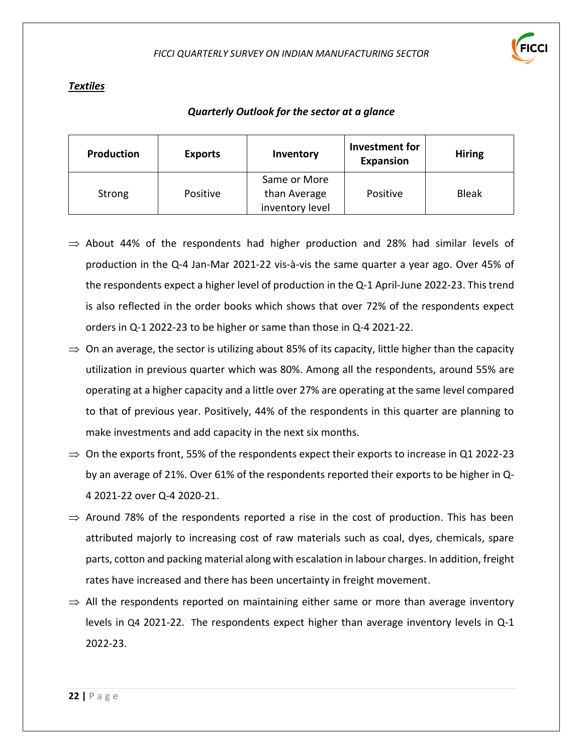## ***Textiles***

***Quarterly Outlook for the sector at a glance***

| Production | Exports | Inventory | Investment for Expansion | Hiring |
|---|---|---|---|---|
| Strong | Positive | Same or More than Average inventory level | Positive | Bleak |

- ⇒ About 44% of the respondents had higher production and 28% had similar levels of production in the Q-4 Jan-Mar 2021-22 vis-à-vis the same quarter a year ago. Over 45% of the respondents expect a higher level of production in the Q-1 April-June 2022-23. This trend is also reflected in the order books which shows that over 72% of the respondents expect orders in Q-1 2022-23 to be higher or same than those in Q-4 2021-22.
- ⇒ On an average, the sector is utilizing about 85% of its capacity, little higher than the capacity utilization in previous quarter which was 80%. Among all the respondents, around 55% are operating at a higher capacity and a little over 27% are operating at the same level compared to that of previous year. Positively, 44% of the respondents in this quarter are planning to make investments and add capacity in the next six months.
- ⇒ On the exports front, 55% of the respondents expect their exports to increase in Q1 2022-23 by an average of 21%. Over 61% of the respondents reported their exports to be higher in Q-4 2021-22 over Q-4 2020-21.
- ⇒ Around 78% of the respondents reported a rise in the cost of production. This has been attributed majorly to increasing cost of raw materials such as coal, dyes, chemicals, spare parts, cotton and packing material along with escalation in labour charges. In addition, freight rates have increased and there has been uncertainty in freight movement.
- ⇒ All the respondents reported on maintaining either same or more than average inventory levels in Q4 2021-22. The respondents expect higher than average inventory levels in Q-1 2022-23.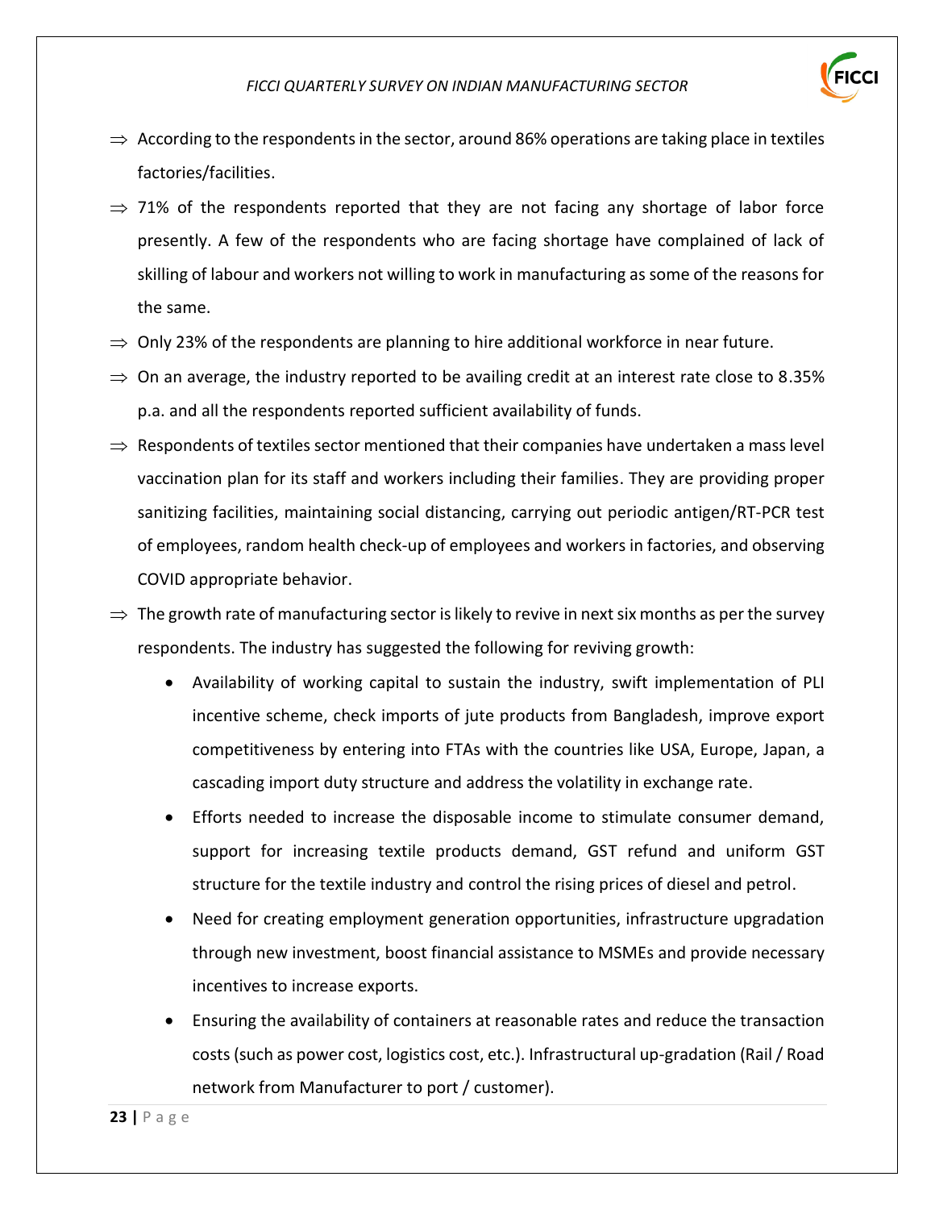- ⇒ According to the respondents in the sector, around 86% operations are taking place in textiles factories/facilities.
- ⇒ 71% of the respondents reported that they are not facing any shortage of labor force presently. A few of the respondents who are facing shortage have complained of lack of skilling of labour and workers not willing to work in manufacturing as some of the reasons for the same.
- ⇒ Only 23% of the respondents are planning to hire additional workforce in near future.
- ⇒ On an average, the industry reported to be availing credit at an interest rate close to 8.35% p.a. and all the respondents reported sufficient availability of funds.
- ⇒ Respondents of textiles sector mentioned that their companies have undertaken a mass level vaccination plan for its staff and workers including their families. They are providing proper sanitizing facilities, maintaining social distancing, carrying out periodic antigen/RT-PCR test of employees, random health check-up of employees and workers in factories, and observing COVID appropriate behavior.
- ⇒ The growth rate of manufacturing sector is likely to revive in next six months as per the survey respondents. The industry has suggested the following for reviving growth:
  - Availability of working capital to sustain the industry, swift implementation of PLI incentive scheme, check imports of jute products from Bangladesh, improve export competitiveness by entering into FTAs with the countries like USA, Europe, Japan, a cascading import duty structure and address the volatility in exchange rate.
  - Efforts needed to increase the disposable income to stimulate consumer demand, support for increasing textile products demand, GST refund and uniform GST structure for the textile industry and control the rising prices of diesel and petrol.
  - Need for creating employment generation opportunities, infrastructure upgradation through new investment, boost financial assistance to MSMEs and provide necessary incentives to increase exports.
  - Ensuring the availability of containers at reasonable rates and reduce the transaction costs (such as power cost, logistics cost, etc.). Infrastructural up-gradation (Rail / Road network from Manufacturer to port / customer).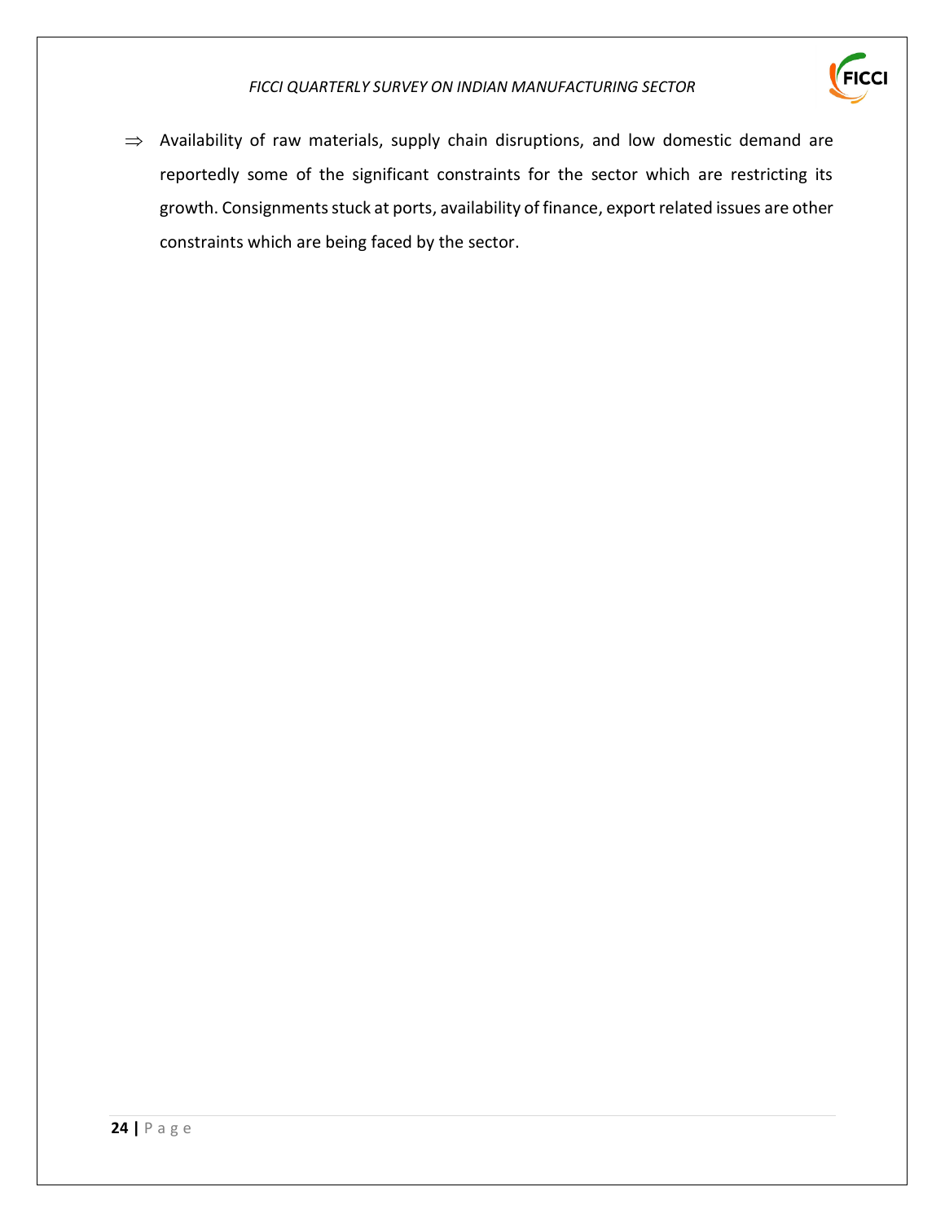⇒ Availability of raw materials, supply chain disruptions, and low domestic demand are reportedly some of the significant constraints for the sector which are restricting its growth. Consignments stuck at ports, availability of finance, export related issues are other constraints which are being faced by the sector.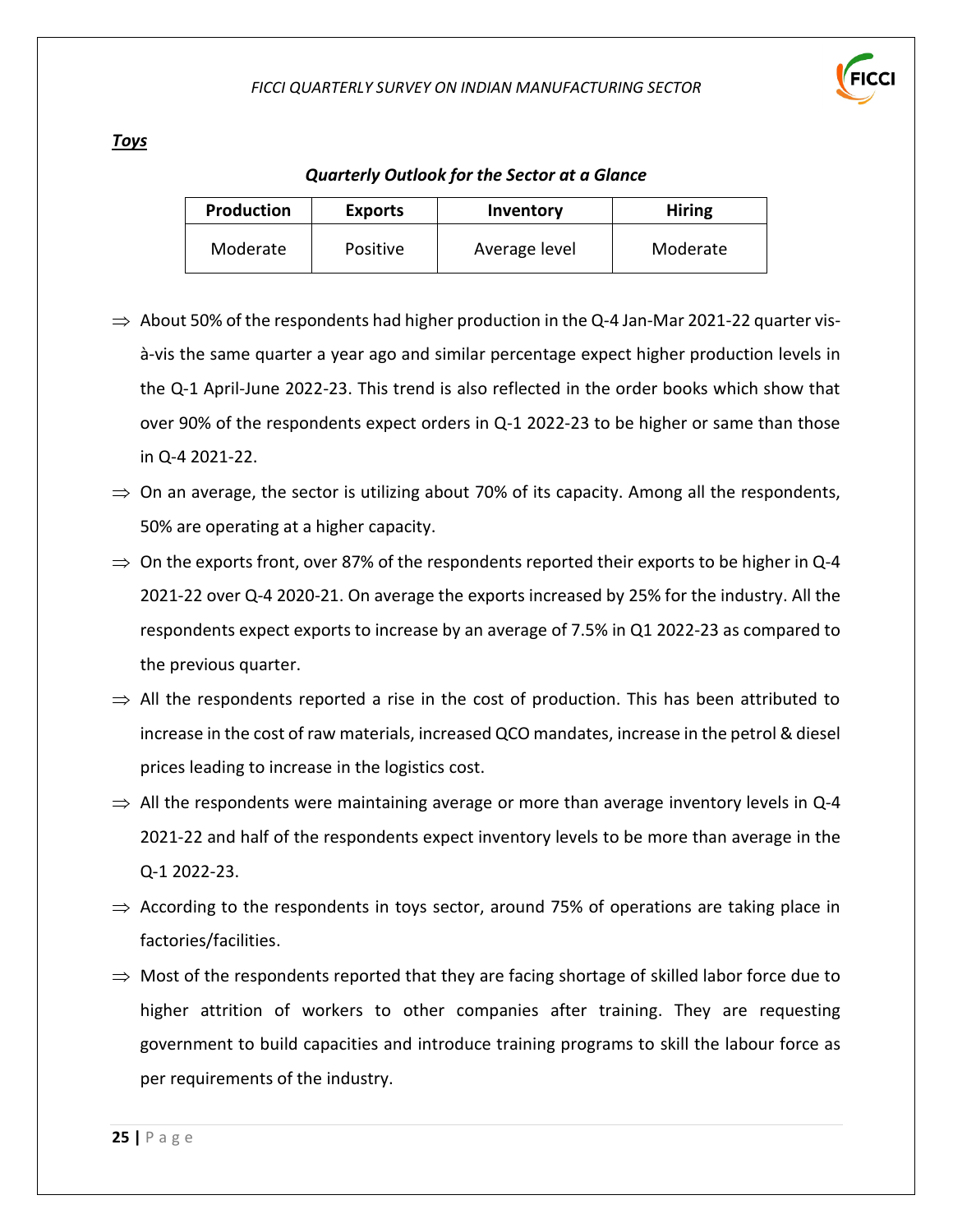***Toys***

***Quarterly Outlook for the Sector at a Glance***

| Production | Exports | Inventory | Hiring |
|---|---|---|---|
| Moderate | Positive | Average level | Moderate |

- ⇒ About 50% of the respondents had higher production in the Q-4 Jan-Mar 2021-22 quarter vis-à-vis the same quarter a year ago and similar percentage expect higher production levels in the Q-1 April-June 2022-23. This trend is also reflected in the order books which show that over 90% of the respondents expect orders in Q-1 2022-23 to be higher or same than those in Q-4 2021-22.
- ⇒ On an average, the sector is utilizing about 70% of its capacity. Among all the respondents, 50% are operating at a higher capacity.
- ⇒ On the exports front, over 87% of the respondents reported their exports to be higher in Q-4 2021-22 over Q-4 2020-21. On average the exports increased by 25% for the industry. All the respondents expect exports to increase by an average of 7.5% in Q1 2022-23 as compared to the previous quarter.
- ⇒ All the respondents reported a rise in the cost of production. This has been attributed to increase in the cost of raw materials, increased QCO mandates, increase in the petrol & diesel prices leading to increase in the logistics cost.
- ⇒ All the respondents were maintaining average or more than average inventory levels in Q-4 2021-22 and half of the respondents expect inventory levels to be more than average in the Q-1 2022-23.
- ⇒ According to the respondents in toys sector, around 75% of operations are taking place in factories/facilities.
- ⇒ Most of the respondents reported that they are facing shortage of skilled labor force due to higher attrition of workers to other companies after training. They are requesting government to build capacities and introduce training programs to skill the labour force as per requirements of the industry.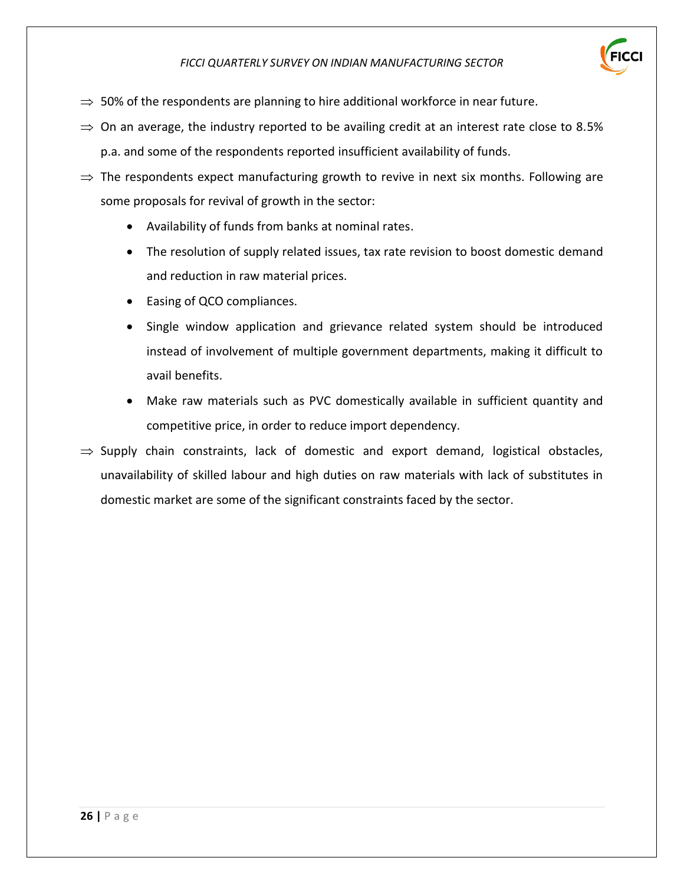- ⇒ 50% of the respondents are planning to hire additional workforce in near future.
- ⇒ On an average, the industry reported to be availing credit at an interest rate close to 8.5% p.a. and some of the respondents reported insufficient availability of funds.
- ⇒ The respondents expect manufacturing growth to revive in next six months. Following are some proposals for revival of growth in the sector:
  - Availability of funds from banks at nominal rates.
  - The resolution of supply related issues, tax rate revision to boost domestic demand and reduction in raw material prices.
  - Easing of QCO compliances.
  - Single window application and grievance related system should be introduced instead of involvement of multiple government departments, making it difficult to avail benefits.
  - Make raw materials such as PVC domestically available in sufficient quantity and competitive price, in order to reduce import dependency.
- ⇒ Supply chain constraints, lack of domestic and export demand, logistical obstacles, unavailability of skilled labour and high duties on raw materials with lack of substitutes in domestic market are some of the significant constraints faced by the sector.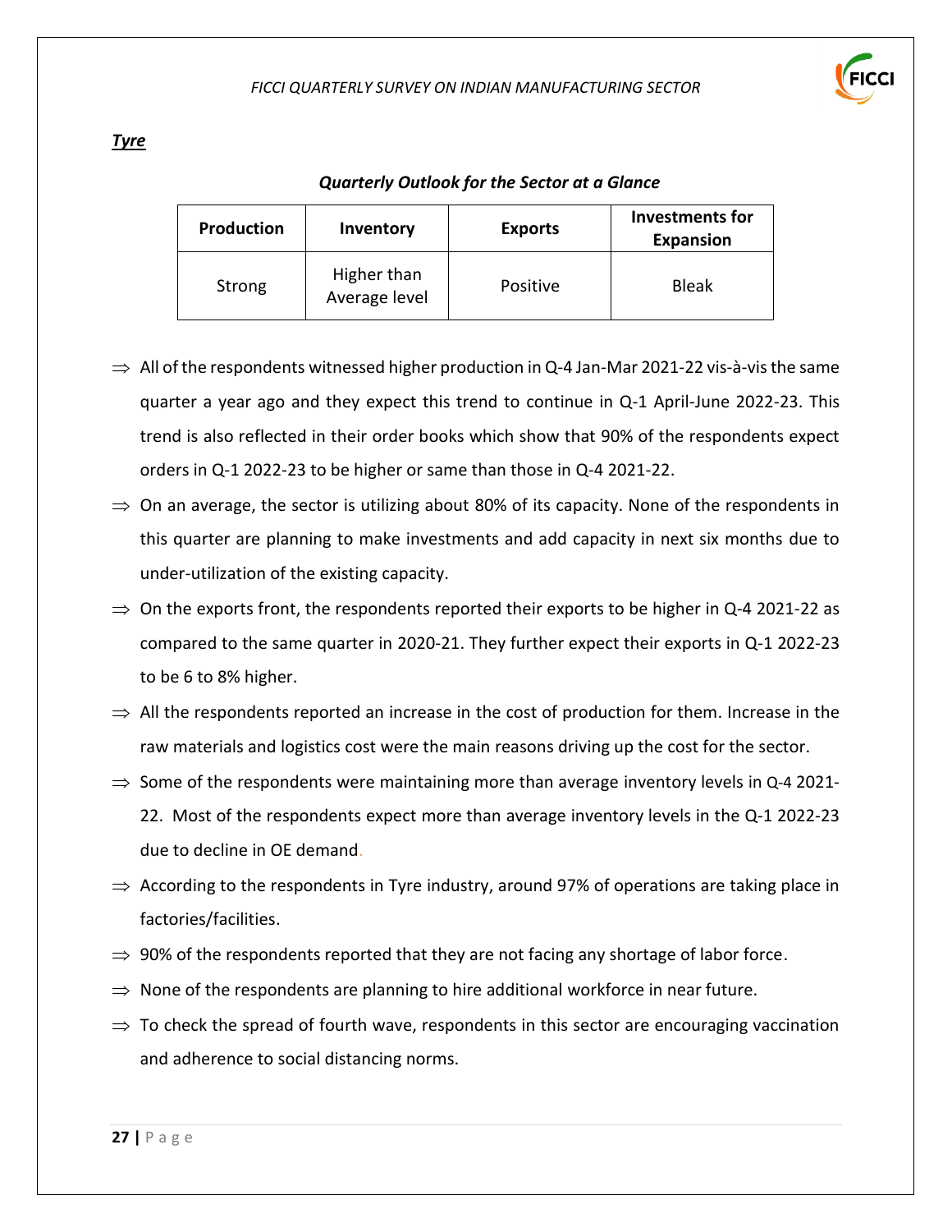***Tyre***

***Quarterly Outlook for the Sector at a Glance***

| Production | Inventory | Exports | Investments for Expansion |
|---|---|---|---|
| Strong | Higher than Average level | Positive | Bleak |

⇒ All of the respondents witnessed higher production in Q-4 Jan-Mar 2021-22 vis-à-vis the same quarter a year ago and they expect this trend to continue in Q-1 April-June 2022-23. This trend is also reflected in their order books which show that 90% of the respondents expect orders in Q-1 2022-23 to be higher or same than those in Q-4 2021-22.

⇒ On an average, the sector is utilizing about 80% of its capacity. None of the respondents in this quarter are planning to make investments and add capacity in next six months due to under-utilization of the existing capacity.

⇒ On the exports front, the respondents reported their exports to be higher in Q-4 2021-22 as compared to the same quarter in 2020-21. They further expect their exports in Q-1 2022-23 to be 6 to 8% higher.

⇒ All the respondents reported an increase in the cost of production for them. Increase in the raw materials and logistics cost were the main reasons driving up the cost for the sector.

⇒ Some of the respondents were maintaining more than average inventory levels in Q-4 2021-22. Most of the respondents expect more than average inventory levels in the Q-1 2022-23 due to decline in OE demand.

⇒ According to the respondents in Tyre industry, around 97% of operations are taking place in factories/facilities.

⇒ 90% of the respondents reported that they are not facing any shortage of labor force.

⇒ None of the respondents are planning to hire additional workforce in near future.

⇒ To check the spread of fourth wave, respondents in this sector are encouraging vaccination and adherence to social distancing norms.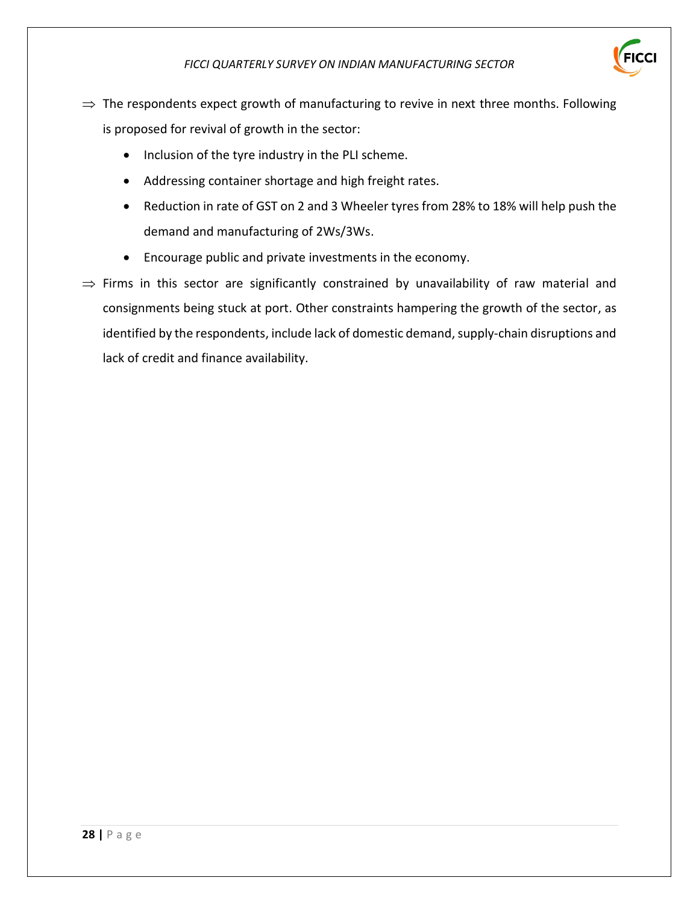⇒ The respondents expect growth of manufacturing to revive in next three months. Following is proposed for revival of growth in the sector:

- Inclusion of the tyre industry in the PLI scheme.
- Addressing container shortage and high freight rates.
- Reduction in rate of GST on 2 and 3 Wheeler tyres from 28% to 18% will help push the demand and manufacturing of 2Ws/3Ws.
- Encourage public and private investments in the economy.

⇒ Firms in this sector are significantly constrained by unavailability of raw material and consignments being stuck at port. Other constraints hampering the growth of the sector, as identified by the respondents, include lack of domestic demand, supply-chain disruptions and lack of credit and finance availability.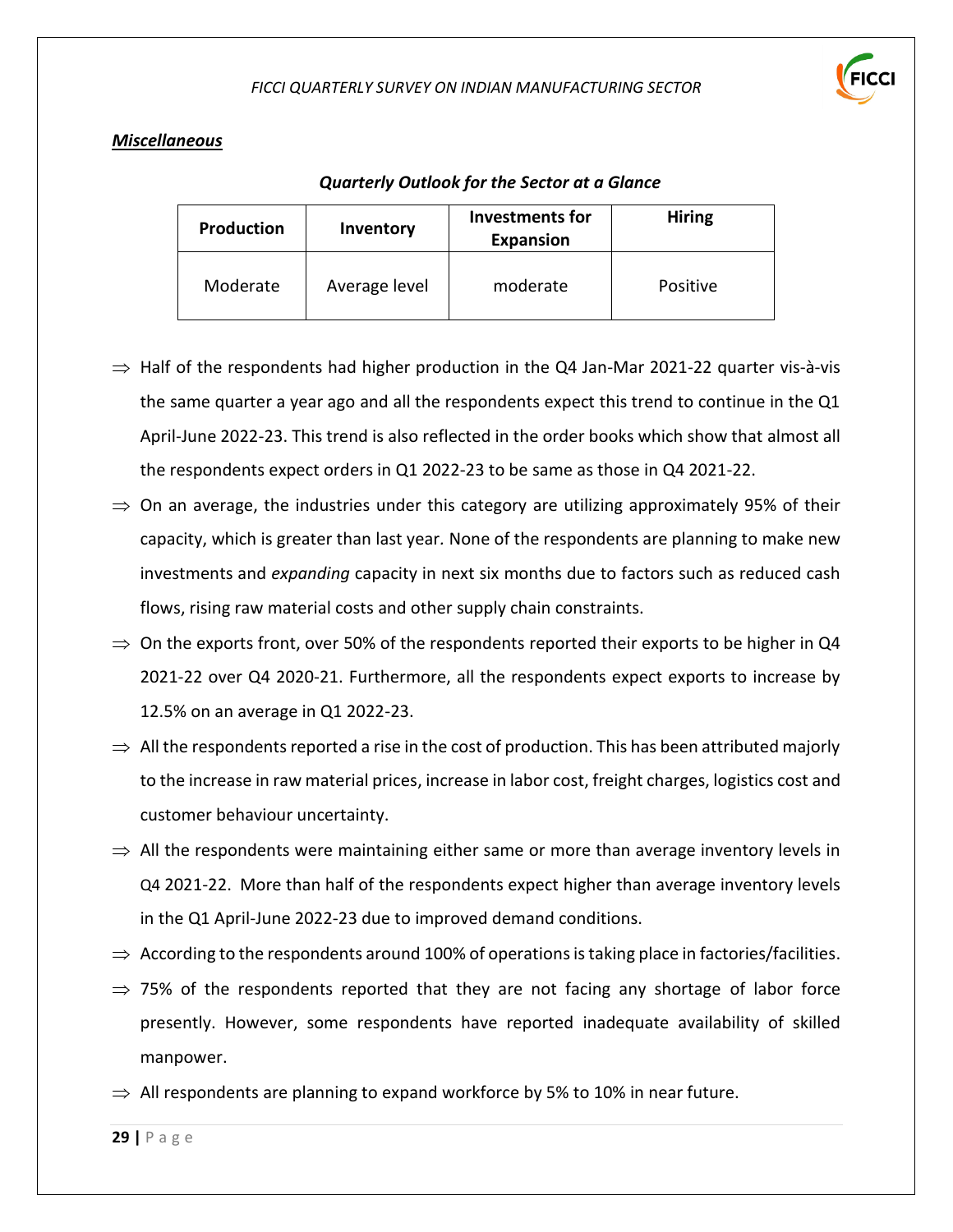***Miscellaneous***

***Quarterly Outlook for the Sector at a Glance***

| Production | Inventory | Investments for Expansion | Hiring |
|---|---|---|---|
| Moderate | Average level | moderate | Positive |

⇒ Half of the respondents had higher production in the Q4 Jan-Mar 2021-22 quarter vis-à-vis the same quarter a year ago and all the respondents expect this trend to continue in the Q1 April-June 2022-23. This trend is also reflected in the order books which show that almost all the respondents expect orders in Q1 2022-23 to be same as those in Q4 2021-22.

⇒ On an average, the industries under this category are utilizing approximately 95% of their capacity, which is greater than last year. None of the respondents are planning to make new investments and *expanding* capacity in next six months due to factors such as reduced cash flows, rising raw material costs and other supply chain constraints.

⇒ On the exports front, over 50% of the respondents reported their exports to be higher in Q4 2021-22 over Q4 2020-21. Furthermore, all the respondents expect exports to increase by 12.5% on an average in Q1 2022-23.

⇒ All the respondents reported a rise in the cost of production. This has been attributed majorly to the increase in raw material prices, increase in labor cost, freight charges, logistics cost and customer behaviour uncertainty.

⇒ All the respondents were maintaining either same or more than average inventory levels in Q4 2021-22. More than half of the respondents expect higher than average inventory levels in the Q1 April-June 2022-23 due to improved demand conditions.

⇒ According to the respondents around 100% of operations is taking place in factories/facilities.

⇒ 75% of the respondents reported that they are not facing any shortage of labor force presently. However, some respondents have reported inadequate availability of skilled manpower.

⇒ All respondents are planning to expand workforce by 5% to 10% in near future.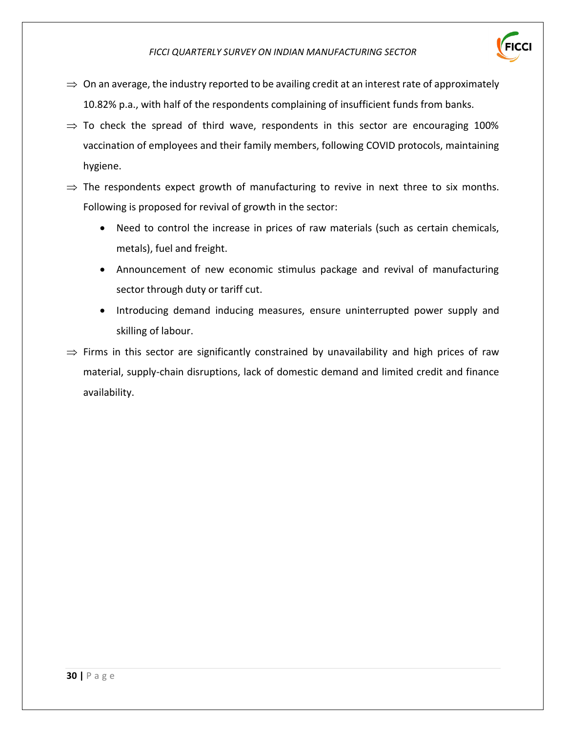- ⇒ On an average, the industry reported to be availing credit at an interest rate of approximately 10.82% p.a., with half of the respondents complaining of insufficient funds from banks.
- ⇒ To check the spread of third wave, respondents in this sector are encouraging 100% vaccination of employees and their family members, following COVID protocols, maintaining hygiene.
- ⇒ The respondents expect growth of manufacturing to revive in next three to six months. Following is proposed for revival of growth in the sector:
  - Need to control the increase in prices of raw materials (such as certain chemicals, metals), fuel and freight.
  - Announcement of new economic stimulus package and revival of manufacturing sector through duty or tariff cut.
  - Introducing demand inducing measures, ensure uninterrupted power supply and skilling of labour.
- ⇒ Firms in this sector are significantly constrained by unavailability and high prices of raw material, supply-chain disruptions, lack of domestic demand and limited credit and finance availability.